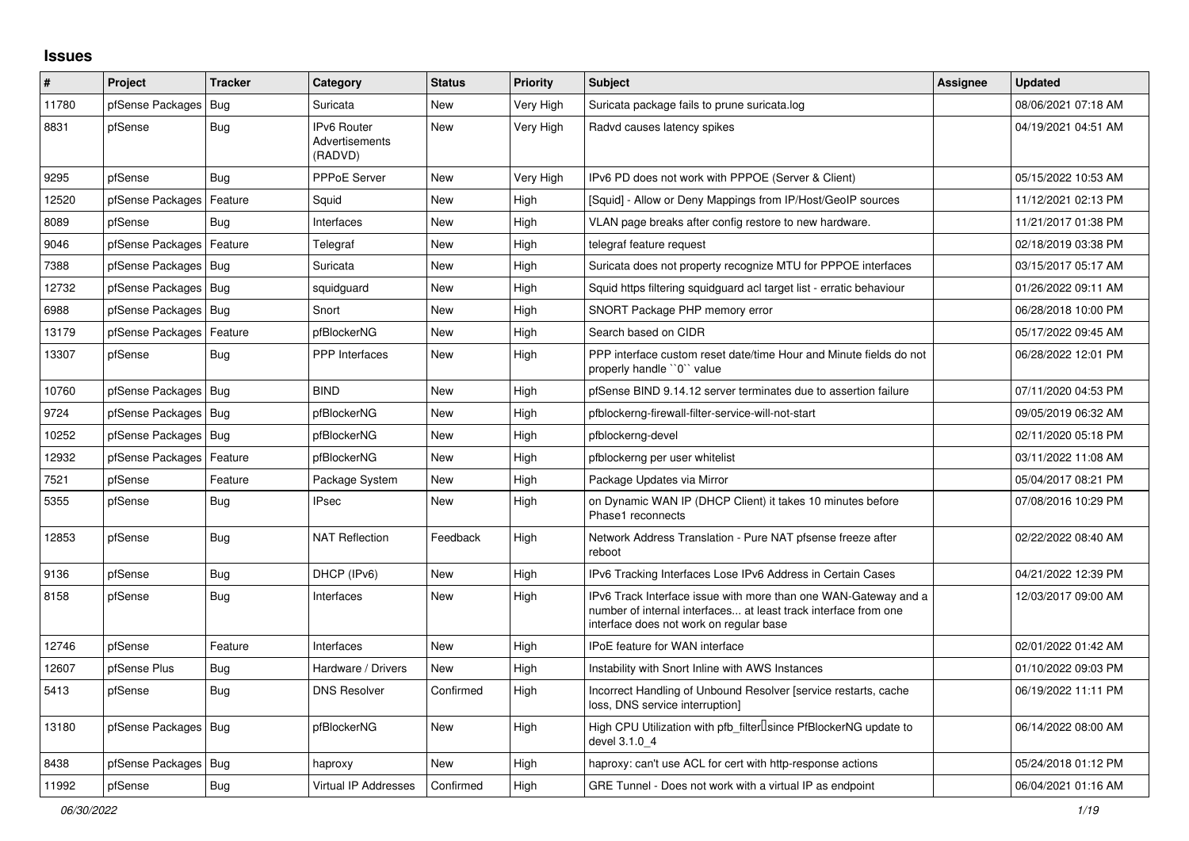# Issues

| # | Project | Tracker | Category | Status | Priority | Subject | Assignee | Updated |
|---|---|---|---|---|---|---|---|---|
| 11780 | pfSense Packages | Bug | Suricata | New | Very High | Suricata package fails to prune suricata.log | | 08/06/2021 07:18 AM |
| 8831 | pfSense | Bug | IPv6 Router Advertisements (RADVD) | New | Very High | Radvd causes latency spikes | | 04/19/2021 04:51 AM |
| 9295 | pfSense | Bug | PPPoE Server | New | Very High | IPv6 PD does not work with PPPOE (Server & Client) | | 05/15/2022 10:53 AM |
| 12520 | pfSense Packages | Feature | Squid | New | High | [Squid] - Allow or Deny Mappings from IP/Host/GeoIP sources | | 11/12/2021 02:13 PM |
| 8089 | pfSense | Bug | Interfaces | New | High | VLAN page breaks after config restore to new hardware. | | 11/21/2017 01:38 PM |
| 9046 | pfSense Packages | Feature | Telegraf | New | High | telegraf feature request | | 02/18/2019 03:38 PM |
| 7388 | pfSense Packages | Bug | Suricata | New | High | Suricata does not property recognize MTU for PPPOE interfaces | | 03/15/2017 05:17 AM |
| 12732 | pfSense Packages | Bug | squidguard | New | High | Squid https filtering squidguard acl target list - erratic behaviour | | 01/26/2022 09:11 AM |
| 6988 | pfSense Packages | Bug | Snort | New | High | SNORT Package PHP memory error | | 06/28/2018 10:00 PM |
| 13179 | pfSense Packages | Feature | pfBlockerNG | New | High | Search based on CIDR | | 05/17/2022 09:45 AM |
| 13307 | pfSense | Bug | PPP Interfaces | New | High | PPP interface custom reset date/time Hour and Minute fields do not properly handle ``0`` value | | 06/28/2022 12:01 PM |
| 10760 | pfSense Packages | Bug | BIND | New | High | pfSense BIND 9.14.12 server terminates due to assertion failure | | 07/11/2020 04:53 PM |
| 9724 | pfSense Packages | Bug | pfBlockerNG | New | High | pfblockerng-firewall-filter-service-will-not-start | | 09/05/2019 06:32 AM |
| 10252 | pfSense Packages | Bug | pfBlockerNG | New | High | pfblockerng-devel | | 02/11/2020 05:18 PM |
| 12932 | pfSense Packages | Feature | pfBlockerNG | New | High | pfblockerng per user whitelist | | 03/11/2022 11:08 AM |
| 7521 | pfSense | Feature | Package System | New | High | Package Updates via Mirror | | 05/04/2017 08:21 PM |
| 5355 | pfSense | Bug | IPsec | New | High | on Dynamic WAN IP (DHCP Client) it takes 10 minutes before Phase1 reconnects | | 07/08/2016 10:29 PM |
| 12853 | pfSense | Bug | NAT Reflection | Feedback | High | Network Address Translation - Pure NAT pfsense freeze after reboot | | 02/22/2022 08:40 AM |
| 9136 | pfSense | Bug | DHCP (IPv6) | New | High | IPv6 Tracking Interfaces Lose IPv6 Address in Certain Cases | | 04/21/2022 12:39 PM |
| 8158 | pfSense | Bug | Interfaces | New | High | IPv6 Track Interface issue with more than one WAN-Gateway and a number of internal interfaces... at least track interface from one interface does not work on regular base | | 12/03/2017 09:00 AM |
| 12746 | pfSense | Feature | Interfaces | New | High | IPoE feature for WAN interface | | 02/01/2022 01:42 AM |
| 12607 | pfSense Plus | Bug | Hardware / Drivers | New | High | Instability with Snort Inline with AWS Instances | | 01/10/2022 09:03 PM |
| 5413 | pfSense | Bug | DNS Resolver | Confirmed | High | Incorrect Handling of Unbound Resolver [service restarts, cache loss, DNS service interruption] | | 06/19/2022 11:11 PM |
| 13180 | pfSense Packages | Bug | pfBlockerNG | New | High | High CPU Utilization with pfb_filter since PfBlockerNG update to devel 3.1.0_4 | | 06/14/2022 08:00 AM |
| 8438 | pfSense Packages | Bug | haproxy | New | High | haproxy: can't use ACL for cert with http-response actions | | 05/24/2018 01:12 PM |
| 11992 | pfSense | Bug | Virtual IP Addresses | Confirmed | High | GRE Tunnel - Does not work with a virtual IP as endpoint | | 06/04/2021 01:16 AM |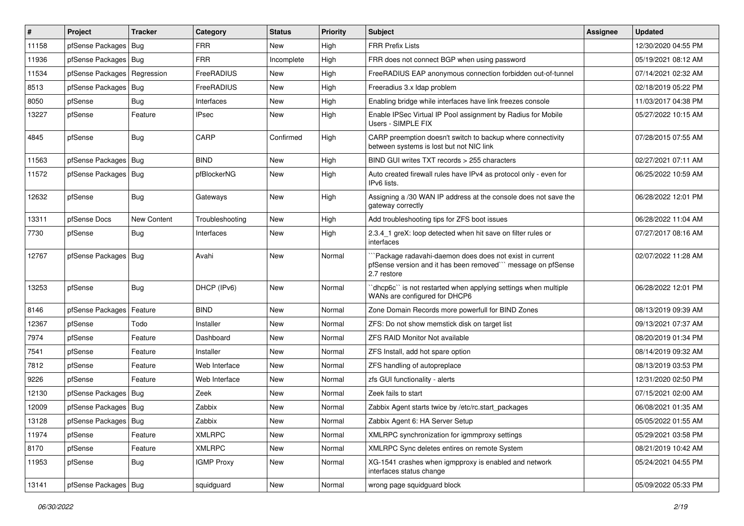| # | Project | Tracker | Category | Status | Priority | Subject | Assignee | Updated |
|---|---|---|---|---|---|---|---|---|
| 11158 | pfSense Packages | Bug | FRR | New | High | FRR Prefix Lists | | 12/30/2020 04:55 PM |
| 11936 | pfSense Packages | Bug | FRR | Incomplete | High | FRR does not connect BGP when using password | | 05/19/2021 08:12 AM |
| 11534 | pfSense Packages | Regression | FreeRADIUS | New | High | FreeRADIUS EAP anonymous connection forbidden out-of-tunnel | | 07/14/2021 02:32 AM |
| 8513 | pfSense Packages | Bug | FreeRADIUS | New | High | Freeradius 3.x ldap problem | | 02/18/2019 05:22 PM |
| 8050 | pfSense | Bug | Interfaces | New | High | Enabling bridge while interfaces have link freezes console | | 11/03/2017 04:38 PM |
| 13227 | pfSense | Feature | IPsec | New | High | Enable IPSec Virtual IP Pool assignment by Radius for Mobile Users - SIMPLE FIX | | 05/27/2022 10:15 AM |
| 4845 | pfSense | Bug | CARP | Confirmed | High | CARP preemption doesn't switch to backup where connectivity between systems is lost but not NIC link | | 07/28/2015 07:55 AM |
| 11563 | pfSense Packages | Bug | BIND | New | High | BIND GUI writes TXT records > 255 characters | | 02/27/2021 07:11 AM |
| 11572 | pfSense Packages | Bug | pfBlockerNG | New | High | Auto created firewall rules have IPv4 as protocol only - even for IPv6 lists. | | 06/25/2022 10:59 AM |
| 12632 | pfSense | Bug | Gateways | New | High | Assigning a /30 WAN IP address at the console does not save the gateway correctly | | 06/28/2022 12:01 PM |
| 13311 | pfSense Docs | New Content | Troubleshooting | New | High | Add troubleshooting tips for ZFS boot issues | | 06/28/2022 11:04 AM |
| 7730 | pfSense | Bug | Interfaces | New | High | 2.3.4_1 greX: loop detected when hit save on filter rules or interfaces | | 07/27/2017 08:16 AM |
| 12767 | pfSense Packages | Bug | Avahi | New | Normal | ```Package radavahi-daemon does does not exist in current pfSense version and it has been removed``` message on pfSense 2.7 restore | | 02/07/2022 11:28 AM |
| 13253 | pfSense | Bug | DHCP (IPv6) | New | Normal | ``dhcp6c`` is not restarted when applying settings when multiple WANs are configured for DHCP6 | | 06/28/2022 12:01 PM |
| 8146 | pfSense Packages | Feature | BIND | New | Normal | Zone Domain Records more powerfull for BIND Zones | | 08/13/2019 09:39 AM |
| 12367 | pfSense | Todo | Installer | New | Normal | ZFS: Do not show memstick disk on target list | | 09/13/2021 07:37 AM |
| 7974 | pfSense | Feature | Dashboard | New | Normal | ZFS RAID Monitor Not available | | 08/20/2019 01:34 PM |
| 7541 | pfSense | Feature | Installer | New | Normal | ZFS Install, add hot spare option | | 08/14/2019 09:32 AM |
| 7812 | pfSense | Feature | Web Interface | New | Normal | ZFS handling of autopreplace | | 08/13/2019 03:53 PM |
| 9226 | pfSense | Feature | Web Interface | New | Normal | zfs GUI functionality - alerts | | 12/31/2020 02:50 PM |
| 12130 | pfSense Packages | Bug | Zeek | New | Normal | Zeek fails to start | | 07/15/2021 02:00 AM |
| 12009 | pfSense Packages | Bug | Zabbix | New | Normal | Zabbix Agent starts twice by /etc/rc.start_packages | | 06/08/2021 01:35 AM |
| 13128 | pfSense Packages | Bug | Zabbix | New | Normal | Zabbix Agent 6: HA Server Setup | | 05/05/2022 01:55 AM |
| 11974 | pfSense | Feature | XMLRPC | New | Normal | XMLRPC synchronization for igmmproxy settings | | 05/29/2021 03:58 PM |
| 8170 | pfSense | Feature | XMLRPC | New | Normal | XMLRPC Sync deletes entires on remote System | | 08/21/2019 10:42 AM |
| 11953 | pfSense | Bug | IGMP Proxy | New | Normal | XG-1541 crashes when igmpproxy is enabled and network interfaces status change | | 05/24/2021 04:55 PM |
| 13141 | pfSense Packages | Bug | squidguard | New | Normal | wrong page squidguard block | | 05/09/2022 05:33 PM |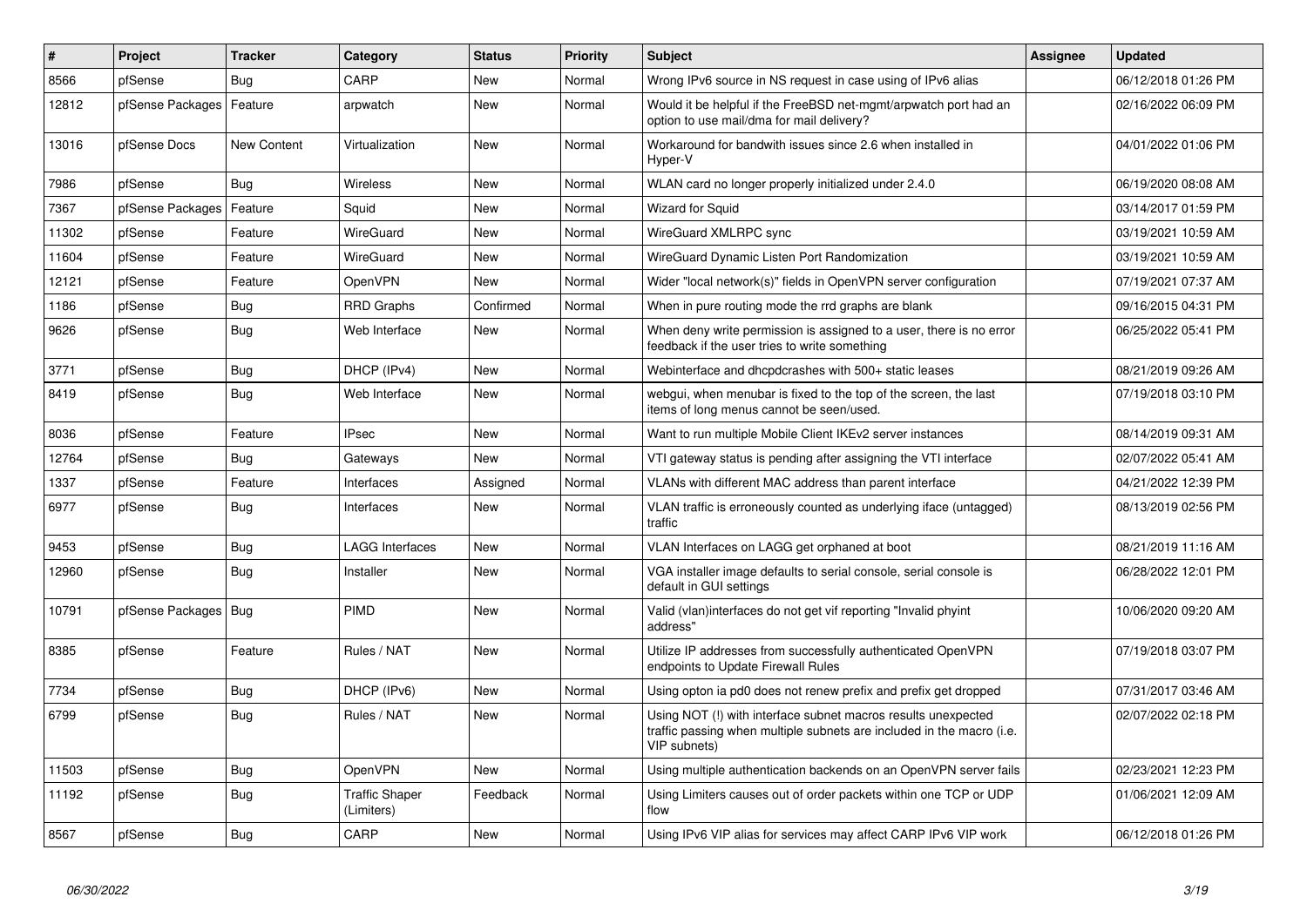| # | Project | Tracker | Category | Status | Priority | Subject | Assignee | Updated |
|---|---|---|---|---|---|---|---|---|
| 8566 | pfSense | Bug | CARP | New | Normal | Wrong IPv6 source in NS request in case using of IPv6 alias | | 06/12/2018 01:26 PM |
| 12812 | pfSense Packages | Feature | arpwatch | New | Normal | Would it be helpful if the FreeBSD net-mgmt/arpwatch port had an option to use mail/dma for mail delivery? | | 02/16/2022 06:09 PM |
| 13016 | pfSense Docs | New Content | Virtualization | New | Normal | Workaround for bandwith issues since 2.6 when installed in Hyper-V | | 04/01/2022 01:06 PM |
| 7986 | pfSense | Bug | Wireless | New | Normal | WLAN card no longer properly initialized under 2.4.0 | | 06/19/2020 08:08 AM |
| 7367 | pfSense Packages | Feature | Squid | New | Normal | Wizard for Squid | | 03/14/2017 01:59 PM |
| 11302 | pfSense | Feature | WireGuard | New | Normal | WireGuard XMLRPC sync | | 03/19/2021 10:59 AM |
| 11604 | pfSense | Feature | WireGuard | New | Normal | WireGuard Dynamic Listen Port Randomization | | 03/19/2021 10:59 AM |
| 12121 | pfSense | Feature | OpenVPN | New | Normal | Wider "local network(s)" fields in OpenVPN server configuration | | 07/19/2021 07:37 AM |
| 1186 | pfSense | Bug | RRD Graphs | Confirmed | Normal | When in pure routing mode the rrd graphs are blank | | 09/16/2015 04:31 PM |
| 9626 | pfSense | Bug | Web Interface | New | Normal | When deny write permission is assigned to a user, there is no error feedback if the user tries to write something | | 06/25/2022 05:41 PM |
| 3771 | pfSense | Bug | DHCP (IPv4) | New | Normal | Webinterface and dhcpdcrashes with 500+ static leases | | 08/21/2019 09:26 AM |
| 8419 | pfSense | Bug | Web Interface | New | Normal | webgui, when menubar is fixed to the top of the screen, the last items of long menus cannot be seen/used. | | 07/19/2018 03:10 PM |
| 8036 | pfSense | Feature | IPsec | New | Normal | Want to run multiple Mobile Client IKEv2 server instances | | 08/14/2019 09:31 AM |
| 12764 | pfSense | Bug | Gateways | New | Normal | VTI gateway status is pending after assigning the VTI interface | | 02/07/2022 05:41 AM |
| 1337 | pfSense | Feature | Interfaces | Assigned | Normal | VLANs with different MAC address than parent interface | | 04/21/2022 12:39 PM |
| 6977 | pfSense | Bug | Interfaces | New | Normal | VLAN traffic is erroneously counted as underlying iface (untagged) traffic | | 08/13/2019 02:56 PM |
| 9453 | pfSense | Bug | LAGG Interfaces | New | Normal | VLAN Interfaces on LAGG get orphaned at boot | | 08/21/2019 11:16 AM |
| 12960 | pfSense | Bug | Installer | New | Normal | VGA installer image defaults to serial console, serial console is default in GUI settings | | 06/28/2022 12:01 PM |
| 10791 | pfSense Packages | Bug | PIMD | New | Normal | Valid (vlan)interfaces do not get vif reporting "Invalid phyint address" | | 10/06/2020 09:20 AM |
| 8385 | pfSense | Feature | Rules / NAT | New | Normal | Utilize IP addresses from successfully authenticated OpenVPN endpoints to Update Firewall Rules | | 07/19/2018 03:07 PM |
| 7734 | pfSense | Bug | DHCP (IPv6) | New | Normal | Using opton ia pd0 does not renew prefix and prefix get dropped | | 07/31/2017 03:46 AM |
| 6799 | pfSense | Bug | Rules / NAT | New | Normal | Using NOT (!) with interface subnet macros results unexpected traffic passing when multiple subnets are included in the macro (i.e. VIP subnets) | | 02/07/2022 02:18 PM |
| 11503 | pfSense | Bug | OpenVPN | New | Normal | Using multiple authentication backends on an OpenVPN server fails | | 02/23/2021 12:23 PM |
| 11192 | pfSense | Bug | Traffic Shaper (Limiters) | Feedback | Normal | Using Limiters causes out of order packets within one TCP or UDP flow | | 01/06/2021 12:09 AM |
| 8567 | pfSense | Bug | CARP | New | Normal | Using IPv6 VIP alias for services may affect CARP IPv6 VIP work | | 06/12/2018 01:26 PM |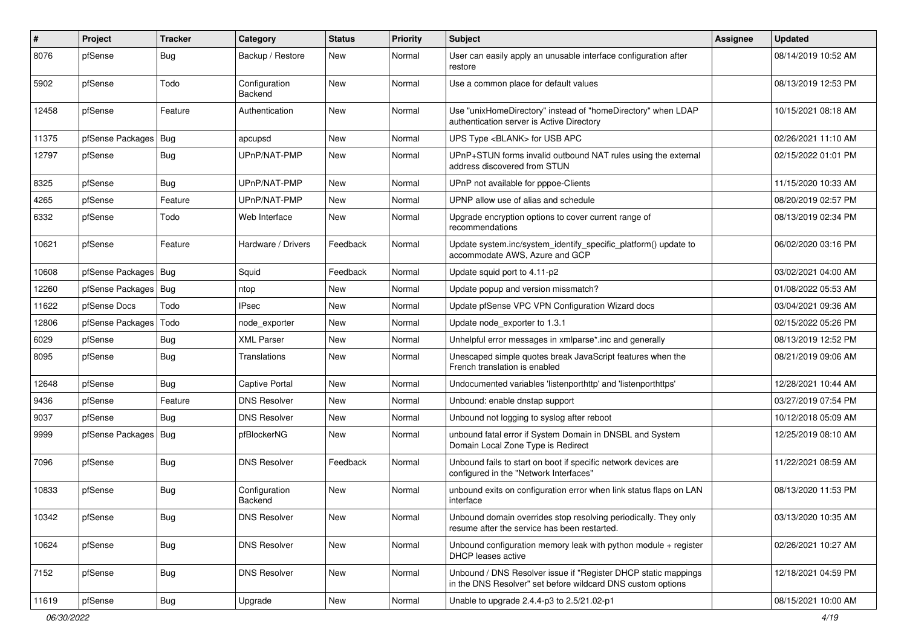| # | Project | Tracker | Category | Status | Priority | Subject | Assignee | Updated |
|---|---|---|---|---|---|---|---|---|
| 8076 | pfSense | Bug | Backup / Restore | New | Normal | User can easily apply an unusable interface configuration after restore | | 08/14/2019 10:52 AM |
| 5902 | pfSense | Todo | Configuration Backend | New | Normal | Use a common place for default values | | 08/13/2019 12:53 PM |
| 12458 | pfSense | Feature | Authentication | New | Normal | Use "unixHomeDirectory" instead of "homeDirectory" when LDAP authentication server is Active Directory | | 10/15/2021 08:18 AM |
| 11375 | pfSense Packages | Bug | apcupsd | New | Normal | UPS Type <BLANK> for USB APC | | 02/26/2021 11:10 AM |
| 12797 | pfSense | Bug | UPnP/NAT-PMP | New | Normal | UPnP+STUN forms invalid outbound NAT rules using the external address discovered from STUN | | 02/15/2022 01:01 PM |
| 8325 | pfSense | Bug | UPnP/NAT-PMP | New | Normal | UPnP not available for pppoe-Clients | | 11/15/2020 10:33 AM |
| 4265 | pfSense | Feature | UPnP/NAT-PMP | New | Normal | UPNP allow use of alias and schedule | | 08/20/2019 02:57 PM |
| 6332 | pfSense | Todo | Web Interface | New | Normal | Upgrade encryption options to cover current range of recommendations | | 08/13/2019 02:34 PM |
| 10621 | pfSense | Feature | Hardware / Drivers | Feedback | Normal | Update system.inc/system_identify_specific_platform() update to accommodate AWS, Azure and GCP | | 06/02/2020 03:16 PM |
| 10608 | pfSense Packages | Bug | Squid | Feedback | Normal | Update squid port to 4.11-p2 | | 03/02/2021 04:00 AM |
| 12260 | pfSense Packages | Bug | ntop | New | Normal | Update popup and version missmatch? | | 01/08/2022 05:53 AM |
| 11622 | pfSense Docs | Todo | IPsec | New | Normal | Update pfSense VPC VPN Configuration Wizard docs | | 03/04/2021 09:36 AM |
| 12806 | pfSense Packages | Todo | node_exporter | New | Normal | Update node_exporter to 1.3.1 | | 02/15/2022 05:26 PM |
| 6029 | pfSense | Bug | XML Parser | New | Normal | Unhelpful error messages in xmlparse*.inc and generally | | 08/13/2019 12:52 PM |
| 8095 | pfSense | Bug | Translations | New | Normal | Unescaped simple quotes break JavaScript features when the French translation is enabled | | 08/21/2019 09:06 AM |
| 12648 | pfSense | Bug | Captive Portal | New | Normal | Undocumented variables 'listenporthttp' and 'listenporthttps' | | 12/28/2021 10:44 AM |
| 9436 | pfSense | Feature | DNS Resolver | New | Normal | Unbound: enable dnstap support | | 03/27/2019 07:54 PM |
| 9037 | pfSense | Bug | DNS Resolver | New | Normal | Unbound not logging to syslog after reboot | | 10/12/2018 05:09 AM |
| 9999 | pfSense Packages | Bug | pfBlockerNG | New | Normal | unbound fatal error if System Domain in DNSBL and System Domain Local Zone Type is Redirect | | 12/25/2019 08:10 AM |
| 7096 | pfSense | Bug | DNS Resolver | Feedback | Normal | Unbound fails to start on boot if specific network devices are configured in the "Network Interfaces" | | 11/22/2021 08:59 AM |
| 10833 | pfSense | Bug | Configuration Backend | New | Normal | unbound exits on configuration error when link status flaps on LAN interface | | 08/13/2020 11:53 PM |
| 10342 | pfSense | Bug | DNS Resolver | New | Normal | Unbound domain overrides stop resolving periodically. They only resume after the service has been restarted. | | 03/13/2020 10:35 AM |
| 10624 | pfSense | Bug | DNS Resolver | New | Normal | Unbound configuration memory leak with python module + register DHCP leases active | | 02/26/2021 10:27 AM |
| 7152 | pfSense | Bug | DNS Resolver | New | Normal | Unbound / DNS Resolver issue if "Register DHCP static mappings in the DNS Resolver" set before wildcard DNS custom options | | 12/18/2021 04:59 PM |
| 11619 | pfSense | Bug | Upgrade | New | Normal | Unable to upgrade 2.4.4-p3 to 2.5/21.02-p1 | | 08/15/2021 10:00 AM |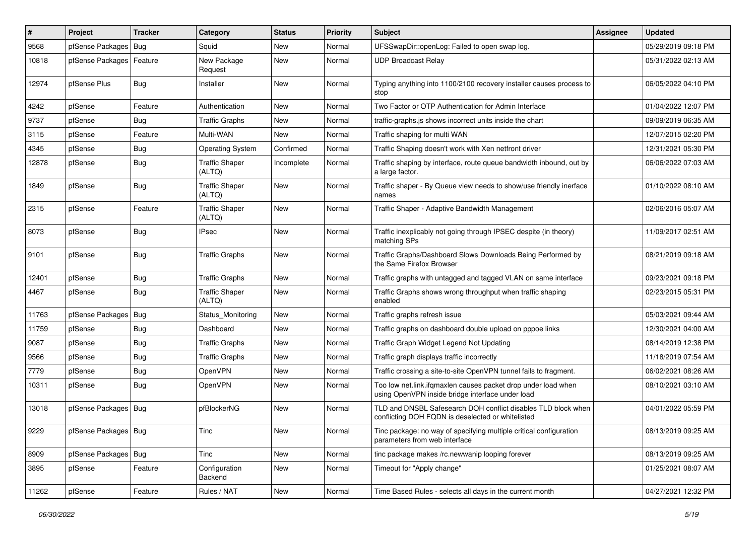| # | Project | Tracker | Category | Status | Priority | Subject | Assignee | Updated |
|---|---|---|---|---|---|---|---|---|
| 9568 | pfSense Packages | Bug | Squid | New | Normal | UFSSwapDir::openLog: Failed to open swap log. | | 05/29/2019 09:18 PM |
| 10818 | pfSense Packages | Feature | New Package Request | New | Normal | UDP Broadcast Relay | | 05/31/2022 02:13 AM |
| 12974 | pfSense Plus | Bug | Installer | New | Normal | Typing anything into 1100/2100 recovery installer causes process to stop | | 06/05/2022 04:10 PM |
| 4242 | pfSense | Feature | Authentication | New | Normal | Two Factor or OTP Authentication for Admin Interface | | 01/04/2022 12:07 PM |
| 9737 | pfSense | Bug | Traffic Graphs | New | Normal | traffic-graphs.js shows incorrect units inside the chart | | 09/09/2019 06:35 AM |
| 3115 | pfSense | Feature | Multi-WAN | New | Normal | Traffic shaping for multi WAN | | 12/07/2015 02:20 PM |
| 4345 | pfSense | Bug | Operating System | Confirmed | Normal | Traffic Shaping doesn't work with Xen netfront driver | | 12/31/2021 05:30 PM |
| 12878 | pfSense | Bug | Traffic Shaper (ALTQ) | Incomplete | Normal | Traffic shaping by interface, route queue bandwidth inbound, out by a large factor. | | 06/06/2022 07:03 AM |
| 1849 | pfSense | Bug | Traffic Shaper (ALTQ) | New | Normal | Traffic shaper - By Queue view needs to show/use friendly inerface names | | 01/10/2022 08:10 AM |
| 2315 | pfSense | Feature | Traffic Shaper (ALTQ) | New | Normal | Traffic Shaper - Adaptive Bandwidth Management | | 02/06/2016 05:07 AM |
| 8073 | pfSense | Bug | IPsec | New | Normal | Traffic inexplicably not going through IPSEC despite (in theory) matching SPs | | 11/09/2017 02:51 AM |
| 9101 | pfSense | Bug | Traffic Graphs | New | Normal | Traffic Graphs/Dashboard Slows Downloads Being Performed by the Same Firefox Browser | | 08/21/2019 09:18 AM |
| 12401 | pfSense | Bug | Traffic Graphs | New | Normal | Traffic graphs with untagged and tagged VLAN on same interface | | 09/23/2021 09:18 PM |
| 4467 | pfSense | Bug | Traffic Shaper (ALTQ) | New | Normal | Traffic Graphs shows wrong throughput when traffic shaping enabled | | 02/23/2015 05:31 PM |
| 11763 | pfSense Packages | Bug | Status_Monitoring | New | Normal | Traffic graphs refresh issue | | 05/03/2021 09:44 AM |
| 11759 | pfSense | Bug | Dashboard | New | Normal | Traffic graphs on dashboard double upload on pppoe links | | 12/30/2021 04:00 AM |
| 9087 | pfSense | Bug | Traffic Graphs | New | Normal | Traffic Graph Widget Legend Not Updating | | 08/14/2019 12:38 PM |
| 9566 | pfSense | Bug | Traffic Graphs | New | Normal | Traffic graph displays traffic incorrectly | | 11/18/2019 07:54 AM |
| 7779 | pfSense | Bug | OpenVPN | New | Normal | Traffic crossing a site-to-site OpenVPN tunnel fails to fragment. | | 06/02/2021 08:26 AM |
| 10311 | pfSense | Bug | OpenVPN | New | Normal | Too low net.link.ifqmaxlen causes packet drop under load when using OpenVPN inside bridge interface under load | | 08/10/2021 03:10 AM |
| 13018 | pfSense Packages | Bug | pfBlockerNG | New | Normal | TLD and DNSBL Safesearch DOH conflict disables TLD block when conflicting DOH FQDN is deselected or whitelisted | | 04/01/2022 05:59 PM |
| 9229 | pfSense Packages | Bug | Tinc | New | Normal | Tinc package: no way of specifying multiple critical configuration parameters from web interface | | 08/13/2019 09:25 AM |
| 8909 | pfSense Packages | Bug | Tinc | New | Normal | tinc package makes /rc.newwanip looping forever | | 08/13/2019 09:25 AM |
| 3895 | pfSense | Feature | Configuration Backend | New | Normal | Timeout for "Apply change" | | 01/25/2021 08:07 AM |
| 11262 | pfSense | Feature | Rules / NAT | New | Normal | Time Based Rules - selects all days in the current month | | 04/27/2021 12:32 PM |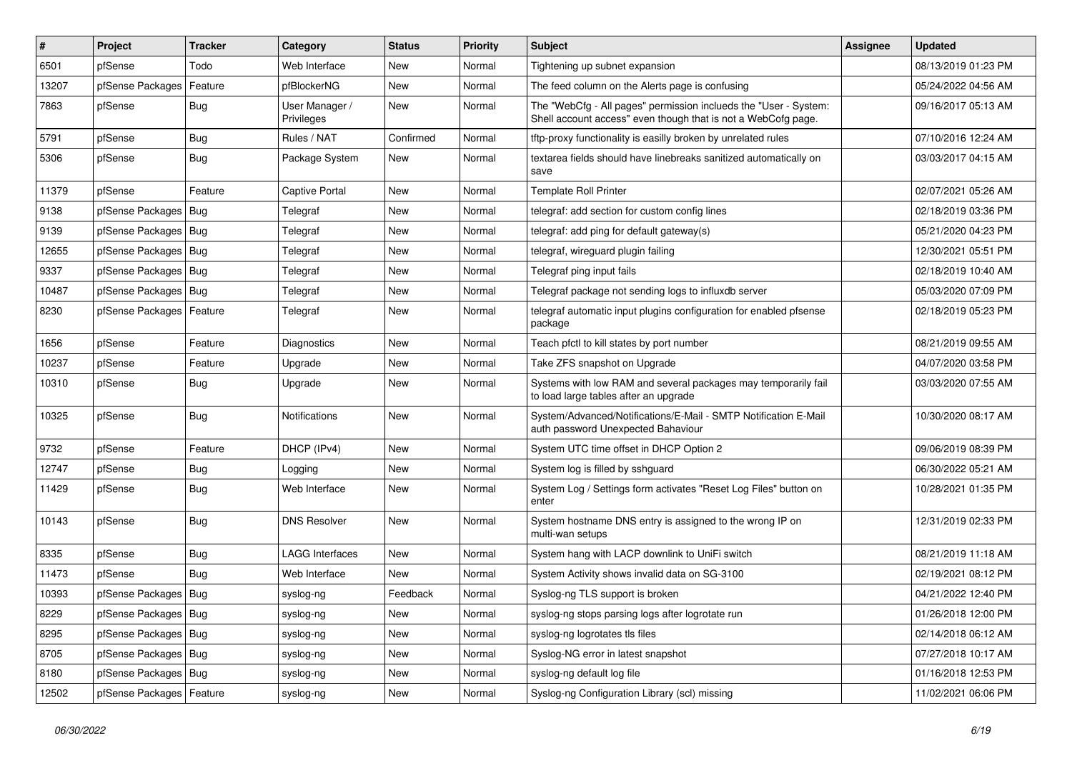| # | Project | Tracker | Category | Status | Priority | Subject | Assignee | Updated |
|---|---|---|---|---|---|---|---|---|
| 6501 | pfSense | Todo | Web Interface | New | Normal | Tightening up subnet expansion | | 08/13/2019 01:23 PM |
| 13207 | pfSense Packages | Feature | pfBlockerNG | New | Normal | The feed column on the Alerts page is confusing | | 05/24/2022 04:56 AM |
| 7863 | pfSense | Bug | User Manager / Privileges | New | Normal | The "WebCfg - All pages" permission inclueds the "User - System: Shell account access" even though that is not a WebCofg page. | | 09/16/2017 05:13 AM |
| 5791 | pfSense | Bug | Rules / NAT | Confirmed | Normal | tftp-proxy functionality is easilly broken by unrelated rules | | 07/10/2016 12:24 AM |
| 5306 | pfSense | Bug | Package System | New | Normal | textarea fields should have linebreaks sanitized automatically on save | | 03/03/2017 04:15 AM |
| 11379 | pfSense | Feature | Captive Portal | New | Normal | Template Roll Printer | | 02/07/2021 05:26 AM |
| 9138 | pfSense Packages | Bug | Telegraf | New | Normal | telegraf: add section for custom config lines | | 02/18/2019 03:36 PM |
| 9139 | pfSense Packages | Bug | Telegraf | New | Normal | telegraf: add ping for default gateway(s) | | 05/21/2020 04:23 PM |
| 12655 | pfSense Packages | Bug | Telegraf | New | Normal | telegraf, wireguard plugin failing | | 12/30/2021 05:51 PM |
| 9337 | pfSense Packages | Bug | Telegraf | New | Normal | Telegraf ping input fails | | 02/18/2019 10:40 AM |
| 10487 | pfSense Packages | Bug | Telegraf | New | Normal | Telegraf package not sending logs to influxdb server | | 05/03/2020 07:09 PM |
| 8230 | pfSense Packages | Feature | Telegraf | New | Normal | telegraf automatic input plugins configuration for enabled pfsense package | | 02/18/2019 05:23 PM |
| 1656 | pfSense | Feature | Diagnostics | New | Normal | Teach pfctl to kill states by port number | | 08/21/2019 09:55 AM |
| 10237 | pfSense | Feature | Upgrade | New | Normal | Take ZFS snapshot on Upgrade | | 04/07/2020 03:58 PM |
| 10310 | pfSense | Bug | Upgrade | New | Normal | Systems with low RAM and several packages may temporarily fail to load large tables after an upgrade | | 03/03/2020 07:55 AM |
| 10325 | pfSense | Bug | Notifications | New | Normal | System/Advanced/Notifications/E-Mail - SMTP Notification E-Mail auth password Unexpected Bahaviour | | 10/30/2020 08:17 AM |
| 9732 | pfSense | Feature | DHCP (IPv4) | New | Normal | System UTC time offset in DHCP Option 2 | | 09/06/2019 08:39 PM |
| 12747 | pfSense | Bug | Logging | New | Normal | System log is filled by sshguard | | 06/30/2022 05:21 AM |
| 11429 | pfSense | Bug | Web Interface | New | Normal | System Log / Settings form activates "Reset Log Files" button on enter | | 10/28/2021 01:35 PM |
| 10143 | pfSense | Bug | DNS Resolver | New | Normal | System hostname DNS entry is assigned to the wrong IP on multi-wan setups | | 12/31/2019 02:33 PM |
| 8335 | pfSense | Bug | LAGG Interfaces | New | Normal | System hang with LACP downlink to UniFi switch | | 08/21/2019 11:18 AM |
| 11473 | pfSense | Bug | Web Interface | New | Normal | System Activity shows invalid data on SG-3100 | | 02/19/2021 08:12 PM |
| 10393 | pfSense Packages | Bug | syslog-ng | Feedback | Normal | Syslog-ng TLS support is broken | | 04/21/2022 12:40 PM |
| 8229 | pfSense Packages | Bug | syslog-ng | New | Normal | syslog-ng stops parsing logs after logrotate run | | 01/26/2018 12:00 PM |
| 8295 | pfSense Packages | Bug | syslog-ng | New | Normal | syslog-ng logrotates tls files | | 02/14/2018 06:12 AM |
| 8705 | pfSense Packages | Bug | syslog-ng | New | Normal | Syslog-NG error in latest snapshot | | 07/27/2018 10:17 AM |
| 8180 | pfSense Packages | Bug | syslog-ng | New | Normal | syslog-ng default log file | | 01/16/2018 12:53 PM |
| 12502 | pfSense Packages | Feature | syslog-ng | New | Normal | Syslog-ng Configuration Library (scl) missing | | 11/02/2021 06:06 PM |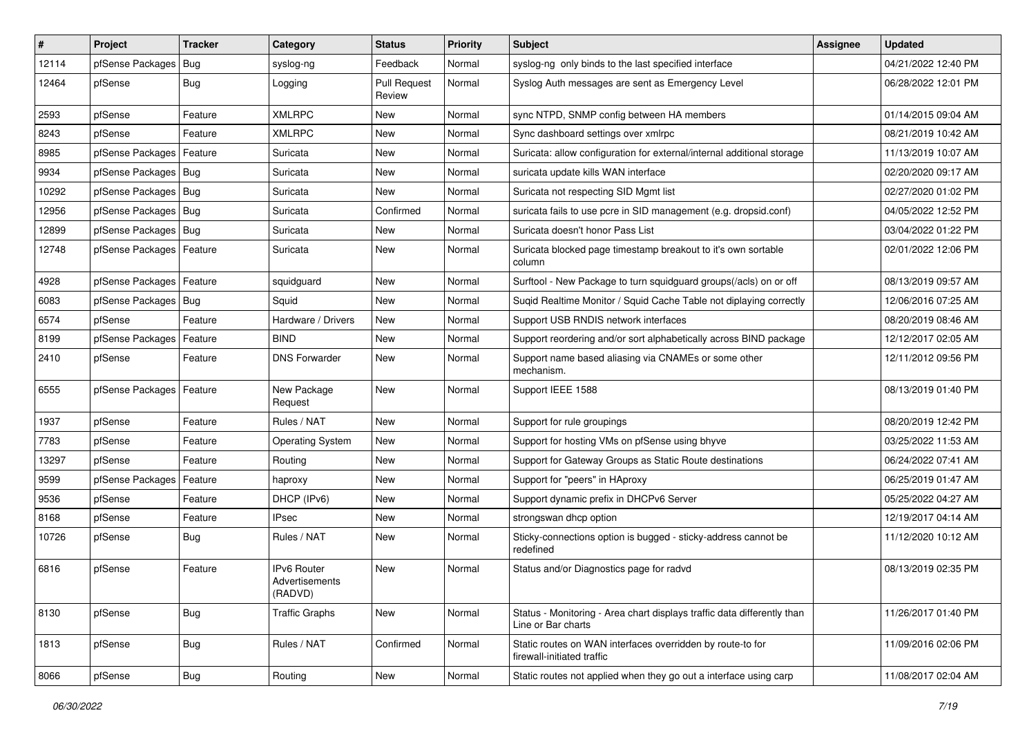| # | Project | Tracker | Category | Status | Priority | Subject | Assignee | Updated |
|---|---|---|---|---|---|---|---|---|
| 12114 | pfSense Packages | Bug | syslog-ng | Feedback | Normal | syslog-ng only binds to the last specified interface | | 04/21/2022 12:40 PM |
| 12464 | pfSense | Bug | Logging | Pull Request Review | Normal | Syslog Auth messages are sent as Emergency Level | | 06/28/2022 12:01 PM |
| 2593 | pfSense | Feature | XMLRPC | New | Normal | sync NTPD, SNMP config between HA members | | 01/14/2015 09:04 AM |
| 8243 | pfSense | Feature | XMLRPC | New | Normal | Sync dashboard settings over xmlrpc | | 08/21/2019 10:42 AM |
| 8985 | pfSense Packages | Feature | Suricata | New | Normal | Suricata: allow configuration for external/internal additional storage | | 11/13/2019 10:07 AM |
| 9934 | pfSense Packages | Bug | Suricata | New | Normal | suricata update kills WAN interface | | 02/20/2020 09:17 AM |
| 10292 | pfSense Packages | Bug | Suricata | New | Normal | Suricata not respecting SID Mgmt list | | 02/27/2020 01:02 PM |
| 12956 | pfSense Packages | Bug | Suricata | Confirmed | Normal | suricata fails to use pcre in SID management (e.g. dropsid.conf) | | 04/05/2022 12:52 PM |
| 12899 | pfSense Packages | Bug | Suricata | New | Normal | Suricata doesn't honor Pass List | | 03/04/2022 01:22 PM |
| 12748 | pfSense Packages | Feature | Suricata | New | Normal | Suricata blocked page timestamp breakout to it's own sortable column | | 02/01/2022 12:06 PM |
| 4928 | pfSense Packages | Feature | squidguard | New | Normal | Surftool - New Package to turn squidguard groups(/acls) on or off | | 08/13/2019 09:57 AM |
| 6083 | pfSense Packages | Bug | Squid | New | Normal | Suqid Realtime Monitor / Squid Cache Table not diplaying correctly | | 12/06/2016 07:25 AM |
| 6574 | pfSense | Feature | Hardware / Drivers | New | Normal | Support USB RNDIS network interfaces | | 08/20/2019 08:46 AM |
| 8199 | pfSense Packages | Feature | BIND | New | Normal | Support reordering and/or sort alphabetically across BIND package | | 12/12/2017 02:05 AM |
| 2410 | pfSense | Feature | DNS Forwarder | New | Normal | Support name based aliasing via CNAMEs or some other mechanism. | | 12/11/2012 09:56 PM |
| 6555 | pfSense Packages | Feature | New Package Request | New | Normal | Support IEEE 1588 | | 08/13/2019 01:40 PM |
| 1937 | pfSense | Feature | Rules / NAT | New | Normal | Support for rule groupings | | 08/20/2019 12:42 PM |
| 7783 | pfSense | Feature | Operating System | New | Normal | Support for hosting VMs on pfSense using bhyve | | 03/25/2022 11:53 AM |
| 13297 | pfSense | Feature | Routing | New | Normal | Support for Gateway Groups as Static Route destinations | | 06/24/2022 07:41 AM |
| 9599 | pfSense Packages | Feature | haproxy | New | Normal | Support for "peers" in HAproxy | | 06/25/2019 01:47 PM |
| 9536 | pfSense | Feature | DHCP (IPv6) | New | Normal | Support dynamic prefix in DHCPv6 Server | | 05/25/2022 04:27 AM |
| 8168 | pfSense | Feature | IPsec | New | Normal | strongswan dhcp option | | 12/19/2017 04:14 AM |
| 10726 | pfSense | Bug | Rules / NAT | New | Normal | Sticky-connections option is bugged - sticky-address cannot be redefined | | 11/12/2020 10:12 AM |
| 6816 | pfSense | Feature | IPv6 Router Advertisements (RADVD) | New | Normal | Status and/or Diagnostics page for radvd | | 08/13/2019 02:35 PM |
| 8130 | pfSense | Bug | Traffic Graphs | New | Normal | Status - Monitoring - Area chart displays traffic data differently than Line or Bar charts | | 11/26/2017 01:40 PM |
| 1813 | pfSense | Bug | Rules / NAT | Confirmed | Normal | Static routes on WAN interfaces overridden by route-to for firewall-initiated traffic | | 11/09/2016 02:06 PM |
| 8066 | pfSense | Bug | Routing | New | Normal | Static routes not applied when they go out a interface using carp | | 11/08/2017 02:04 AM |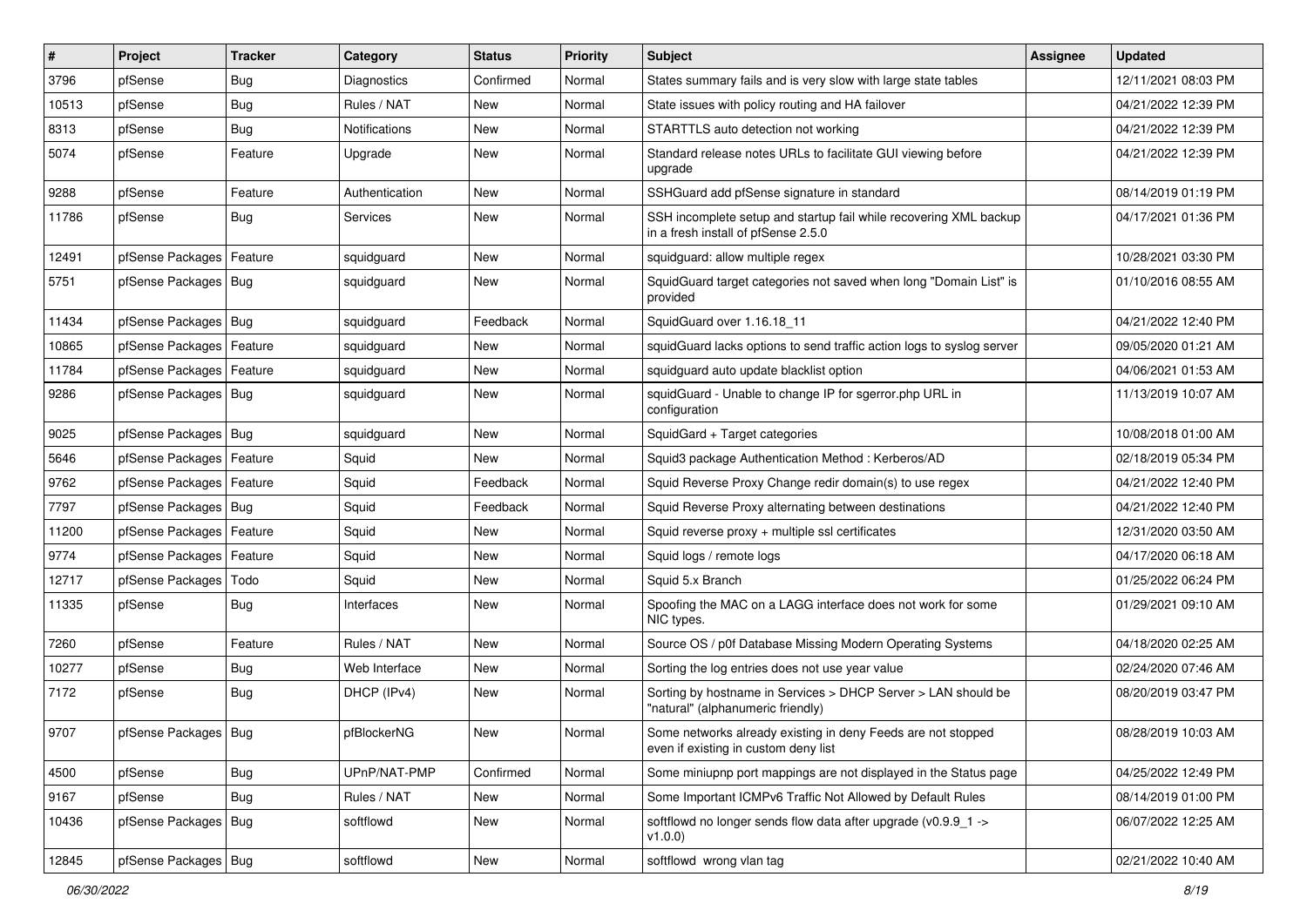| # | Project | Tracker | Category | Status | Priority | Subject | Assignee | Updated |
|---|---|---|---|---|---|---|---|---|
| 3796 | pfSense | Bug | Diagnostics | Confirmed | Normal | States summary fails and is very slow with large state tables | | 12/11/2021 08:03 PM |
| 10513 | pfSense | Bug | Rules / NAT | New | Normal | State issues with policy routing and HA failover | | 04/21/2022 12:39 PM |
| 8313 | pfSense | Bug | Notifications | New | Normal | STARTTLS auto detection not working | | 04/21/2022 12:39 PM |
| 5074 | pfSense | Feature | Upgrade | New | Normal | Standard release notes URLs to facilitate GUI viewing before upgrade | | 04/21/2022 12:39 PM |
| 9288 | pfSense | Feature | Authentication | New | Normal | SSHGuard add pfSense signature in standard | | 08/14/2019 01:19 PM |
| 11786 | pfSense | Bug | Services | New | Normal | SSH incomplete setup and startup fail while recovering XML backup in a fresh install of pfSense 2.5.0 | | 04/17/2021 01:36 PM |
| 12491 | pfSense Packages | Feature | squidguard | New | Normal | squidguard: allow multiple regex | | 10/28/2021 03:30 PM |
| 5751 | pfSense Packages | Bug | squidguard | New | Normal | SquidGuard target categories not saved when long "Domain List" is provided | | 01/10/2016 08:55 AM |
| 11434 | pfSense Packages | Bug | squidguard | Feedback | Normal | SquidGuard over 1.16.18_11 | | 04/21/2022 12:40 PM |
| 10865 | pfSense Packages | Feature | squidguard | New | Normal | squidGuard lacks options to send traffic action logs to syslog server | | 09/05/2020 01:21 AM |
| 11784 | pfSense Packages | Feature | squidguard | New | Normal | squidguard auto update blacklist option | | 04/06/2021 01:53 AM |
| 9286 | pfSense Packages | Bug | squidguard | New | Normal | squidGuard - Unable to change IP for sgerror.php URL in configuration | | 11/13/2019 10:07 AM |
| 9025 | pfSense Packages | Bug | squidguard | New | Normal | SquidGard + Target categories | | 10/08/2018 01:00 AM |
| 5646 | pfSense Packages | Feature | Squid | New | Normal | Squid3 package Authentication Method : Kerberos/AD | | 02/18/2019 05:34 PM |
| 9762 | pfSense Packages | Feature | Squid | Feedback | Normal | Squid Reverse Proxy Change redir domain(s) to use regex | | 04/21/2022 12:40 PM |
| 7797 | pfSense Packages | Bug | Squid | Feedback | Normal | Squid Reverse Proxy alternating between destinations | | 04/21/2022 12:40 PM |
| 11200 | pfSense Packages | Feature | Squid | New | Normal | Squid reverse proxy + multiple ssl certificates | | 12/31/2020 03:50 AM |
| 9774 | pfSense Packages | Feature | Squid | New | Normal | Squid logs / remote logs | | 04/17/2020 06:18 AM |
| 12717 | pfSense Packages | Todo | Squid | New | Normal | Squid 5.x Branch | | 01/25/2022 06:24 PM |
| 11335 | pfSense | Bug | Interfaces | New | Normal | Spoofing the MAC on a LAGG interface does not work for some NIC types. | | 01/29/2021 09:10 AM |
| 7260 | pfSense | Feature | Rules / NAT | New | Normal | Source OS / p0f Database Missing Modern Operating Systems | | 04/18/2020 02:25 AM |
| 10277 | pfSense | Bug | Web Interface | New | Normal | Sorting the log entries does not use year value | | 02/24/2020 07:46 AM |
| 7172 | pfSense | Bug | DHCP (IPv4) | New | Normal | Sorting by hostname in Services > DHCP Server > LAN should be "natural" (alphanumeric friendly) | | 08/20/2019 03:47 PM |
| 9707 | pfSense Packages | Bug | pfBlockerNG | New | Normal | Some networks already existing in deny Feeds are not stopped even if existing in custom deny list | | 08/28/2019 10:03 AM |
| 4500 | pfSense | Bug | UPnP/NAT-PMP | Confirmed | Normal | Some miniupnp port mappings are not displayed in the Status page | | 04/25/2022 12:49 PM |
| 9167 | pfSense | Bug | Rules / NAT | New | Normal | Some Important ICMPv6 Traffic Not Allowed by Default Rules | | 08/14/2019 01:00 PM |
| 10436 | pfSense Packages | Bug | softflowd | New | Normal | softflowd no longer sends flow data after upgrade (v0.9.9_1 -> v1.0.0) | | 06/07/2022 12:25 AM |
| 12845 | pfSense Packages | Bug | softflowd | New | Normal | softflowd wrong vlan tag | | 02/21/2022 10:40 AM |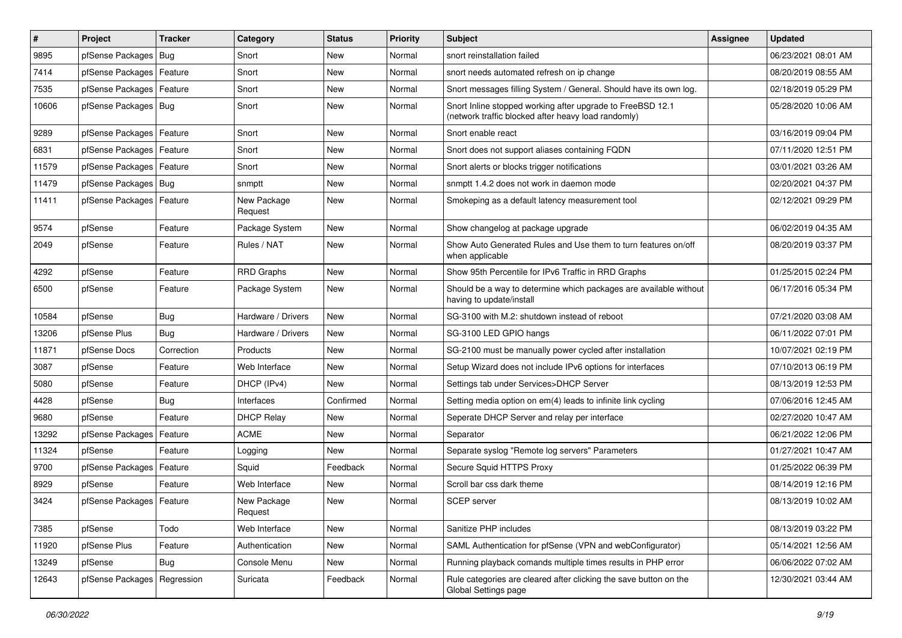| # | Project | Tracker | Category | Status | Priority | Subject | Assignee | Updated |
|---|---|---|---|---|---|---|---|---|
| 9895 | pfSense Packages | Bug | Snort | New | Normal | snort reinstallation failed | | 06/23/2021 08:01 AM |
| 7414 | pfSense Packages | Feature | Snort | New | Normal | snort needs automated refresh on ip change | | 08/20/2019 08:55 AM |
| 7535 | pfSense Packages | Feature | Snort | New | Normal | Snort messages filling System / General. Should have its own log. | | 02/18/2019 05:29 PM |
| 10606 | pfSense Packages | Bug | Snort | New | Normal | Snort Inline stopped working after upgrade to FreeBSD 12.1 (network traffic blocked after heavy load randomly) | | 05/28/2020 10:06 AM |
| 9289 | pfSense Packages | Feature | Snort | New | Normal | Snort enable react | | 03/16/2019 09:04 PM |
| 6831 | pfSense Packages | Feature | Snort | New | Normal | Snort does not support aliases containing FQDN | | 07/11/2020 12:51 PM |
| 11579 | pfSense Packages | Feature | Snort | New | Normal | Snort alerts or blocks trigger notifications | | 03/01/2021 03:26 AM |
| 11479 | pfSense Packages | Bug | snmptt | New | Normal | snmptt 1.4.2 does not work in daemon mode | | 02/20/2021 04:37 PM |
| 11411 | pfSense Packages | Feature | New Package Request | New | Normal | Smokeping as a default latency measurement tool | | 02/12/2021 09:29 PM |
| 9574 | pfSense | Feature | Package System | New | Normal | Show changelog at package upgrade | | 06/02/2019 04:35 AM |
| 2049 | pfSense | Feature | Rules / NAT | New | Normal | Show Auto Generated Rules and Use them to turn features on/off when applicable | | 08/20/2019 03:37 PM |
| 4292 | pfSense | Feature | RRD Graphs | New | Normal | Show 95th Percentile for IPv6 Traffic in RRD Graphs | | 01/25/2015 02:24 PM |
| 6500 | pfSense | Feature | Package System | New | Normal | Should be a way to determine which packages are available without having to update/install | | 06/17/2016 05:34 PM |
| 10584 | pfSense | Bug | Hardware / Drivers | New | Normal | SG-3100 with M.2: shutdown instead of reboot | | 07/21/2020 03:08 AM |
| 13206 | pfSense Plus | Bug | Hardware / Drivers | New | Normal | SG-3100 LED GPIO hangs | | 06/11/2022 07:01 PM |
| 11871 | pfSense Docs | Correction | Products | New | Normal | SG-2100 must be manually power cycled after installation | | 10/07/2021 02:19 PM |
| 3087 | pfSense | Feature | Web Interface | New | Normal | Setup Wizard does not include IPv6 options for interfaces | | 07/10/2013 06:19 PM |
| 5080 | pfSense | Feature | DHCP (IPv4) | New | Normal | Settings tab under Services>DHCP Server | | 08/13/2019 12:53 PM |
| 4428 | pfSense | Bug | Interfaces | Confirmed | Normal | Setting media option on em(4) leads to infinite link cycling | | 07/06/2016 12:45 AM |
| 9680 | pfSense | Feature | DHCP Relay | New | Normal | Seperate DHCP Server and relay per interface | | 02/27/2020 10:47 AM |
| 13292 | pfSense Packages | Feature | ACME | New | Normal | Separator | | 06/21/2022 12:06 PM |
| 11324 | pfSense | Feature | Logging | New | Normal | Separate syslog "Remote log servers" Parameters | | 01/27/2021 10:47 AM |
| 9700 | pfSense Packages | Feature | Squid | Feedback | Normal | Secure Squid HTTPS Proxy | | 01/25/2022 06:39 PM |
| 8929 | pfSense | Feature | Web Interface | New | Normal | Scroll bar css dark theme | | 08/14/2019 12:16 PM |
| 3424 | pfSense Packages | Feature | New Package Request | New | Normal | SCEP server | | 08/13/2019 10:02 AM |
| 7385 | pfSense | Todo | Web Interface | New | Normal | Sanitize PHP includes | | 08/13/2019 03:22 PM |
| 11920 | pfSense Plus | Feature | Authentication | New | Normal | SAML Authentication for pfSense (VPN and webConfigurator) | | 05/14/2021 12:56 AM |
| 13249 | pfSense | Bug | Console Menu | New | Normal | Running playback comands multiple times results in PHP error | | 06/06/2022 07:02 AM |
| 12643 | pfSense Packages | Regression | Suricata | Feedback | Normal | Rule categories are cleared after clicking the save button on the Global Settings page | | 12/30/2021 03:44 AM |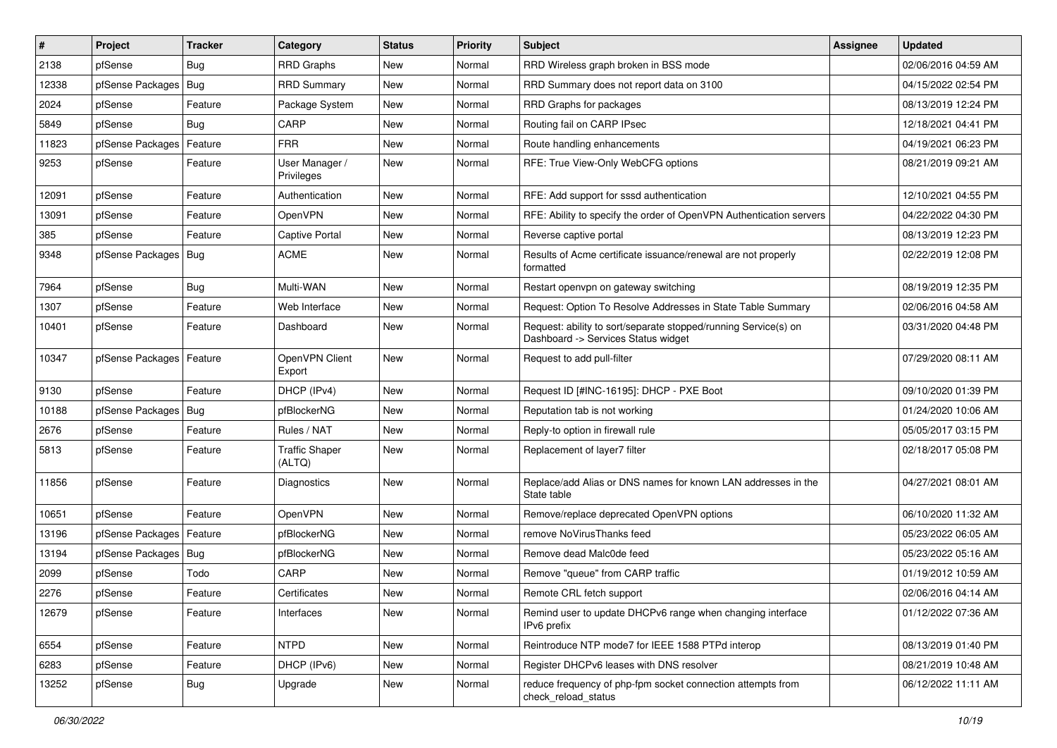| # | Project | Tracker | Category | Status | Priority | Subject | Assignee | Updated |
|---|---|---|---|---|---|---|---|---|
| 2138 | pfSense | Bug | RRD Graphs | New | Normal | RRD Wireless graph broken in BSS mode | | 02/06/2016 04:59 AM |
| 12338 | pfSense Packages | Bug | RRD Summary | New | Normal | RRD Summary does not report data on 3100 | | 04/15/2022 02:54 PM |
| 2024 | pfSense | Feature | Package System | New | Normal | RRD Graphs for packages | | 08/13/2019 12:24 PM |
| 5849 | pfSense | Bug | CARP | New | Normal | Routing fail on CARP IPsec | | 12/18/2021 04:41 PM |
| 11823 | pfSense Packages | Feature | FRR | New | Normal | Route handling enhancements | | 04/19/2021 06:23 PM |
| 9253 | pfSense | Feature | User Manager / Privileges | New | Normal | RFE: True View-Only WebCFG options | | 08/21/2019 09:21 AM |
| 12091 | pfSense | Feature | Authentication | New | Normal | RFE: Add support for sssd authentication | | 12/10/2021 04:55 PM |
| 13091 | pfSense | Feature | OpenVPN | New | Normal | RFE: Ability to specify the order of OpenVPN Authentication servers | | 04/22/2022 04:30 PM |
| 385 | pfSense | Feature | Captive Portal | New | Normal | Reverse captive portal | | 08/13/2019 12:23 PM |
| 9348 | pfSense Packages | Bug | ACME | New | Normal | Results of Acme certificate issuance/renewal are not properly formatted | | 02/22/2019 12:08 PM |
| 7964 | pfSense | Bug | Multi-WAN | New | Normal | Restart openvpn on gateway switching | | 08/19/2019 12:35 PM |
| 1307 | pfSense | Feature | Web Interface | New | Normal | Request: Option To Resolve Addresses in State Table Summary | | 02/06/2016 04:58 AM |
| 10401 | pfSense | Feature | Dashboard | New | Normal | Request: ability to sort/separate stopped/running Service(s) on Dashboard -> Services Status widget | | 03/31/2020 04:48 PM |
| 10347 | pfSense Packages | Feature | OpenVPN Client Export | New | Normal | Request to add pull-filter | | 07/29/2020 08:11 AM |
| 9130 | pfSense | Feature | DHCP (IPv4) | New | Normal | Request ID [#INC-16195]: DHCP - PXE Boot | | 09/10/2020 01:39 PM |
| 10188 | pfSense Packages | Bug | pfBlockerNG | New | Normal | Reputation tab is not working | | 01/24/2020 10:06 AM |
| 2676 | pfSense | Feature | Rules / NAT | New | Normal | Reply-to option in firewall rule | | 05/05/2017 03:15 PM |
| 5813 | pfSense | Feature | Traffic Shaper (ALTQ) | New | Normal | Replacement of layer7 filter | | 02/18/2017 05:08 PM |
| 11856 | pfSense | Feature | Diagnostics | New | Normal | Replace/add Alias or DNS names for known LAN addresses in the State table | | 04/27/2021 08:01 AM |
| 10651 | pfSense | Feature | OpenVPN | New | Normal | Remove/replace deprecated OpenVPN options | | 06/10/2020 11:32 AM |
| 13196 | pfSense Packages | Feature | pfBlockerNG | New | Normal | remove NoVirusThanks feed | | 05/23/2022 06:05 AM |
| 13194 | pfSense Packages | Bug | pfBlockerNG | New | Normal | Remove dead Malc0de feed | | 05/23/2022 05:16 AM |
| 2099 | pfSense | Todo | CARP | New | Normal | Remove "queue" from CARP traffic | | 01/19/2012 10:59 AM |
| 2276 | pfSense | Feature | Certificates | New | Normal | Remote CRL fetch support | | 02/06/2016 04:14 AM |
| 12679 | pfSense | Feature | Interfaces | New | Normal | Remind user to update DHCPv6 range when changing interface IPv6 prefix | | 01/12/2022 07:36 AM |
| 6554 | pfSense | Feature | NTPD | New | Normal | Reintroduce NTP mode7 for IEEE 1588 PTPd interop | | 08/13/2019 01:40 PM |
| 6283 | pfSense | Feature | DHCP (IPv6) | New | Normal | Register DHCPv6 leases with DNS resolver | | 08/21/2019 10:48 AM |
| 13252 | pfSense | Bug | Upgrade | New | Normal | reduce frequency of php-fpm socket connection attempts from check_reload_status | | 06/12/2022 11:11 AM |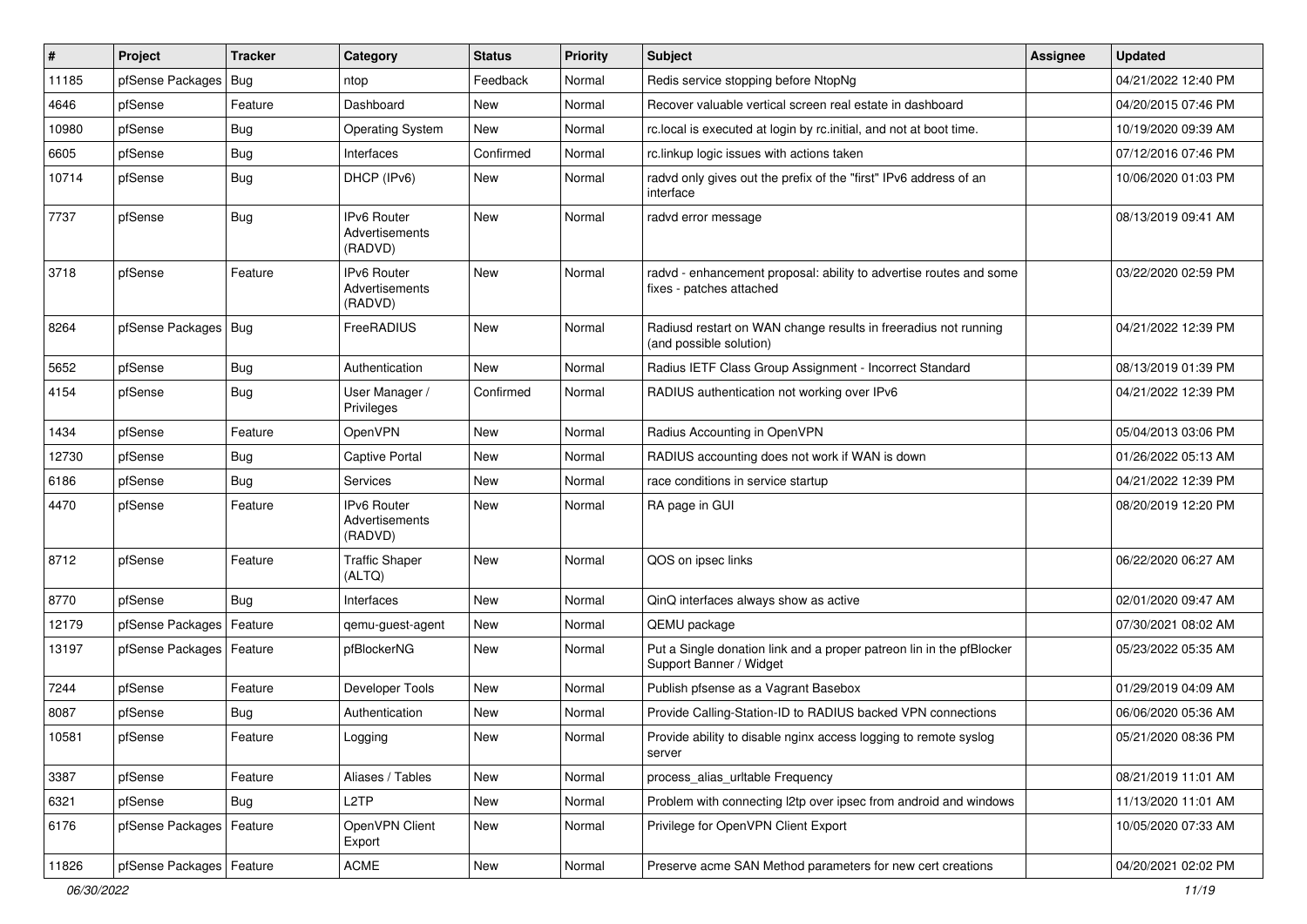| # | Project | Tracker | Category | Status | Priority | Subject | Assignee | Updated |
|---|---|---|---|---|---|---|---|---|
| 11185 | pfSense Packages | Bug | ntop | Feedback | Normal | Redis service stopping before NtopNg | | 04/21/2022 12:40 PM |
| 4646 | pfSense | Feature | Dashboard | New | Normal | Recover valuable vertical screen real estate in dashboard | | 04/20/2015 07:46 PM |
| 10980 | pfSense | Bug | Operating System | New | Normal | rc.local is executed at login by rc.initial, and not at boot time. | | 10/19/2020 09:39 AM |
| 6605 | pfSense | Bug | Interfaces | Confirmed | Normal | rc.linkup logic issues with actions taken | | 07/12/2016 07:46 PM |
| 10714 | pfSense | Bug | DHCP (IPv6) | New | Normal | radvd only gives out the prefix of the "first" IPv6 address of an interface | | 10/06/2020 01:03 PM |
| 7737 | pfSense | Bug | IPv6 Router Advertisements (RADVD) | New | Normal | radvd error message | | 08/13/2019 09:41 AM |
| 3718 | pfSense | Feature | IPv6 Router Advertisements (RADVD) | New | Normal | radvd - enhancement proposal: ability to advertise routes and some fixes - patches attached | | 03/22/2020 02:59 PM |
| 8264 | pfSense Packages | Bug | FreeRADIUS | New | Normal | Radiusd restart on WAN change results in freeradius not running (and possible solution) | | 04/21/2022 12:39 PM |
| 5652 | pfSense | Bug | Authentication | New | Normal | Radius IETF Class Group Assignment - Incorrect Standard | | 08/13/2019 01:39 PM |
| 4154 | pfSense | Bug | User Manager / Privileges | Confirmed | Normal | RADIUS authentication not working over IPv6 | | 04/21/2022 12:39 PM |
| 1434 | pfSense | Feature | OpenVPN | New | Normal | Radius Accounting in OpenVPN | | 05/04/2013 03:06 PM |
| 12730 | pfSense | Bug | Captive Portal | New | Normal | RADIUS accounting does not work if WAN is down | | 01/26/2022 05:13 AM |
| 6186 | pfSense | Bug | Services | New | Normal | race conditions in service startup | | 04/21/2022 12:39 PM |
| 4470 | pfSense | Feature | IPv6 Router Advertisements (RADVD) | New | Normal | RA page in GUI | | 08/20/2019 12:20 PM |
| 8712 | pfSense | Feature | Traffic Shaper (ALTQ) | New | Normal | QOS on ipsec links | | 06/22/2020 06:27 AM |
| 8770 | pfSense | Bug | Interfaces | New | Normal | QinQ interfaces always show as active | | 02/01/2020 09:47 AM |
| 12179 | pfSense Packages | Feature | qemu-guest-agent | New | Normal | QEMU package | | 07/30/2021 08:02 AM |
| 13197 | pfSense Packages | Feature | pfBlockerNG | New | Normal | Put a Single donation link and a proper patreon lin in the pfBlocker Support Banner / Widget | | 05/23/2022 05:35 AM |
| 7244 | pfSense | Feature | Developer Tools | New | Normal | Publish pfsense as a Vagrant Basebox | | 01/29/2019 04:09 AM |
| 8087 | pfSense | Bug | Authentication | New | Normal | Provide Calling-Station-ID to RADIUS backed VPN connections | | 06/06/2020 05:36 AM |
| 10581 | pfSense | Feature | Logging | New | Normal | Provide ability to disable nginx access logging to remote syslog server | | 05/21/2020 08:36 PM |
| 3387 | pfSense | Feature | Aliases / Tables | New | Normal | process_alias_urltable Frequency | | 08/21/2019 11:01 AM |
| 6321 | pfSense | Bug | L2TP | New | Normal | Problem with connecting l2tp over ipsec from android and windows | | 11/13/2020 11:01 AM |
| 6176 | pfSense Packages | Feature | OpenVPN Client Export | New | Normal | Privilege for OpenVPN Client Export | | 10/05/2020 07:33 AM |
| 11826 | pfSense Packages | Feature | ACME | New | Normal | Preserve acme SAN Method parameters for new cert creations | | 04/20/2021 02:02 PM |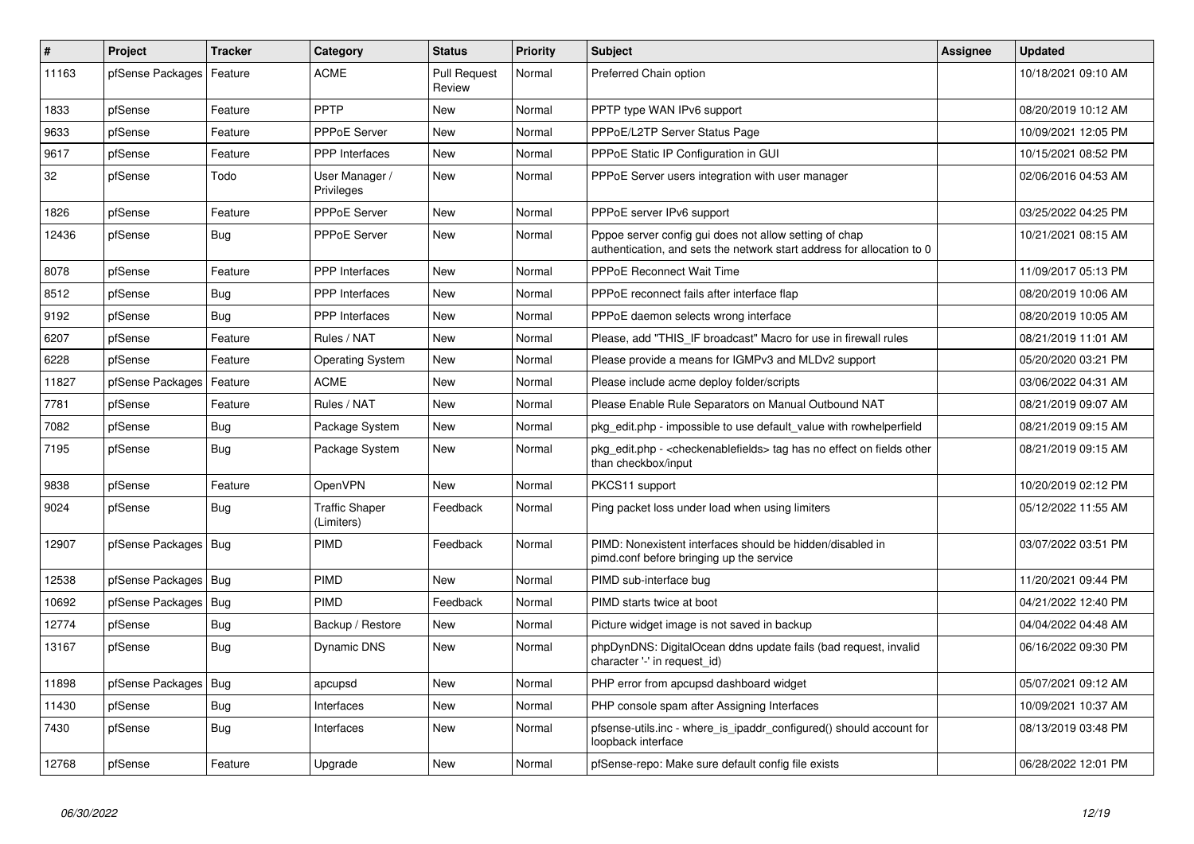| # | Project | Tracker | Category | Status | Priority | Subject | Assignee | Updated |
|---|---|---|---|---|---|---|---|---|
| 11163 | pfSense Packages | Feature | ACME | Pull Request Review | Normal | Preferred Chain option | | 10/18/2021 09:10 AM |
| 1833 | pfSense | Feature | PPTP | New | Normal | PPTP type WAN IPv6 support | | 08/20/2019 10:12 AM |
| 9633 | pfSense | Feature | PPPoE Server | New | Normal | PPPoE/L2TP Server Status Page | | 10/09/2021 12:05 PM |
| 9617 | pfSense | Feature | PPP Interfaces | New | Normal | PPPoE Static IP Configuration in GUI | | 10/15/2021 08:52 PM |
| 32 | pfSense | Todo | User Manager / Privileges | New | Normal | PPPoE Server users integration with user manager | | 02/06/2016 04:53 AM |
| 1826 | pfSense | Feature | PPPoE Server | New | Normal | PPPoE server IPv6 support | | 03/25/2022 04:25 PM |
| 12436 | pfSense | Bug | PPPoE Server | New | Normal | Pppoe server config gui does not allow setting of chap authentication, and sets the network start address for allocation to 0 | | 10/21/2021 08:15 AM |
| 8078 | pfSense | Feature | PPP Interfaces | New | Normal | PPPoE Reconnect Wait Time | | 11/09/2017 05:13 PM |
| 8512 | pfSense | Bug | PPP Interfaces | New | Normal | PPPoE reconnect fails after interface flap | | 08/20/2019 10:06 AM |
| 9192 | pfSense | Bug | PPP Interfaces | New | Normal | PPPoE daemon selects wrong interface | | 08/20/2019 10:05 AM |
| 6207 | pfSense | Feature | Rules / NAT | New | Normal | Please, add "THIS_IF broadcast" Macro for use in firewall rules | | 08/21/2019 11:01 AM |
| 6228 | pfSense | Feature | Operating System | New | Normal | Please provide a means for IGMPv3 and MLDv2 support | | 05/20/2020 03:21 PM |
| 11827 | pfSense Packages | Feature | ACME | New | Normal | Please include acme deploy folder/scripts | | 03/06/2022 04:31 AM |
| 7781 | pfSense | Feature | Rules / NAT | New | Normal | Please Enable Rule Separators on Manual Outbound NAT | | 08/21/2019 09:07 AM |
| 7082 | pfSense | Bug | Package System | New | Normal | pkg_edit.php - impossible to use default_value with rowhelperfield | | 08/21/2019 09:15 AM |
| 7195 | pfSense | Bug | Package System | New | Normal | pkg_edit.php - <checkenablefields> tag has no effect on fields other than checkbox/input | | 08/21/2019 09:15 AM |
| 9838 | pfSense | Feature | OpenVPN | New | Normal | PKCS11 support | | 10/20/2019 02:12 PM |
| 9024 | pfSense | Bug | Traffic Shaper (Limiters) | Feedback | Normal | Ping packet loss under load when using limiters | | 05/12/2022 11:55 AM |
| 12907 | pfSense Packages | Bug | PIMD | Feedback | Normal | PIMD: Nonexistent interfaces should be hidden/disabled in pimd.conf before bringing up the service | | 03/07/2022 03:51 PM |
| 12538 | pfSense Packages | Bug | PIMD | New | Normal | PIMD sub-interface bug | | 11/20/2021 09:44 PM |
| 10692 | pfSense Packages | Bug | PIMD | Feedback | Normal | PIMD starts twice at boot | | 04/21/2022 12:40 PM |
| 12774 | pfSense | Bug | Backup / Restore | New | Normal | Picture widget image is not saved in backup | | 04/04/2022 04:48 AM |
| 13167 | pfSense | Bug | Dynamic DNS | New | Normal | phpDynDNS: DigitalOcean ddns update fails (bad request, invalid character '-' in request_id) | | 06/16/2022 09:30 PM |
| 11898 | pfSense Packages | Bug | apcupsd | New | Normal | PHP error from apcupsd dashboard widget | | 05/07/2021 09:12 AM |
| 11430 | pfSense | Bug | Interfaces | New | Normal | PHP console spam after Assigning Interfaces | | 10/09/2021 10:37 AM |
| 7430 | pfSense | Bug | Interfaces | New | Normal | pfsense-utils.inc - where_is_ipaddr_configured() should account for loopback interface | | 08/13/2019 03:48 PM |
| 12768 | pfSense | Feature | Upgrade | New | Normal | pfSense-repo: Make sure default config file exists | | 06/28/2022 12:01 PM |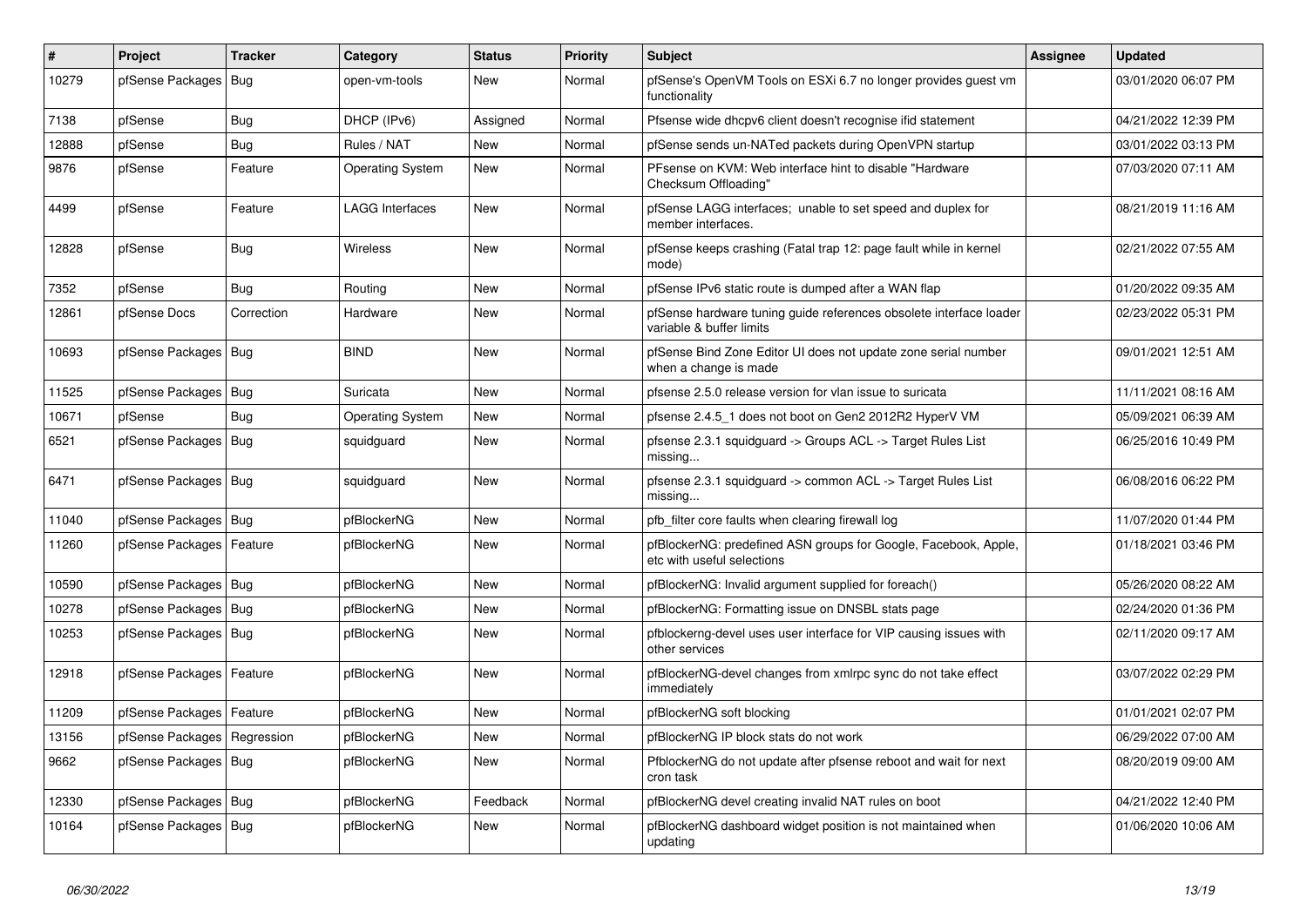| # | Project | Tracker | Category | Status | Priority | Subject | Assignee | Updated |
|---|---|---|---|---|---|---|---|---|
| 10279 | pfSense Packages | Bug | open-vm-tools | New | Normal | pfSense's OpenVM Tools on ESXi 6.7 no longer provides guest vm functionality | | 03/01/2020 06:07 PM |
| 7138 | pfSense | Bug | DHCP (IPv6) | Assigned | Normal | Pfsense wide dhcpv6 client doesn't recognise ifid statement | | 04/21/2022 12:39 PM |
| 12888 | pfSense | Bug | Rules / NAT | New | Normal | pfSense sends un-NATed packets during OpenVPN startup | | 03/01/2022 03:13 PM |
| 9876 | pfSense | Feature | Operating System | New | Normal | PFsense on KVM: Web interface hint to disable "Hardware Checksum Offloading" | | 07/03/2020 07:11 AM |
| 4499 | pfSense | Feature | LAGG Interfaces | New | Normal | pfSense LAGG interfaces; unable to set speed and duplex for member interfaces. | | 08/21/2019 11:16 AM |
| 12828 | pfSense | Bug | Wireless | New | Normal | pfSense keeps crashing (Fatal trap 12: page fault while in kernel mode) | | 02/21/2022 07:55 AM |
| 7352 | pfSense | Bug | Routing | New | Normal | pfSense IPv6 static route is dumped after a WAN flap | | 01/20/2022 09:35 AM |
| 12861 | pfSense Docs | Correction | Hardware | New | Normal | pfSense hardware tuning guide references obsolete interface loader variable & buffer limits | | 02/23/2022 05:31 PM |
| 10693 | pfSense Packages | Bug | BIND | New | Normal | pfSense Bind Zone Editor UI does not update zone serial number when a change is made | | 09/01/2021 12:51 AM |
| 11525 | pfSense Packages | Bug | Suricata | New | Normal | pfsense 2.5.0 release version for vlan issue to suricata | | 11/11/2021 08:16 AM |
| 10671 | pfSense | Bug | Operating System | New | Normal | pfsense 2.4.5_1 does not boot on Gen2 2012R2 HyperV VM | | 05/09/2021 06:39 AM |
| 6521 | pfSense Packages | Bug | squidguard | New | Normal | pfsense 2.3.1 squidguard -> Groups ACL -> Target Rules List missing... | | 06/25/2016 10:49 PM |
| 6471 | pfSense Packages | Bug | squidguard | New | Normal | pfsense 2.3.1 squidguard -> common ACL -> Target Rules List missing... | | 06/08/2016 06:22 PM |
| 11040 | pfSense Packages | Bug | pfBlockerNG | New | Normal | pfb_filter core faults when clearing firewall log | | 11/07/2020 01:44 PM |
| 11260 | pfSense Packages | Feature | pfBlockerNG | New | Normal | pfBlockerNG: predefined ASN groups for Google, Facebook, Apple, etc with useful selections | | 01/18/2021 03:46 PM |
| 10590 | pfSense Packages | Bug | pfBlockerNG | New | Normal | pfBlockerNG: Invalid argument supplied for foreach() | | 05/26/2020 08:22 AM |
| 10278 | pfSense Packages | Bug | pfBlockerNG | New | Normal | pfBlockerNG: Formatting issue on DNSBL stats page | | 02/24/2020 01:36 PM |
| 10253 | pfSense Packages | Bug | pfBlockerNG | New | Normal | pfblockerng-devel uses user interface for VIP causing issues with other services | | 02/11/2020 09:17 AM |
| 12918 | pfSense Packages | Feature | pfBlockerNG | New | Normal | pfBlockerNG-devel changes from xmlrpc sync do not take effect immediately | | 03/07/2022 02:29 PM |
| 11209 | pfSense Packages | Feature | pfBlockerNG | New | Normal | pfBlockerNG soft blocking | | 01/01/2021 02:07 PM |
| 13156 | pfSense Packages | Regression | pfBlockerNG | New | Normal | pfBlockerNG IP block stats do not work | | 06/29/2022 07:00 AM |
| 9662 | pfSense Packages | Bug | pfBlockerNG | New | Normal | PfblockerNG do not update after pfsense reboot and wait for next cron task | | 08/20/2019 09:00 AM |
| 12330 | pfSense Packages | Bug | pfBlockerNG | Feedback | Normal | pfBlockerNG devel creating invalid NAT rules on boot | | 04/21/2022 12:40 PM |
| 10164 | pfSense Packages | Bug | pfBlockerNG | New | Normal | pfBlockerNG dashboard widget position is not maintained when updating | | 01/06/2020 10:06 AM |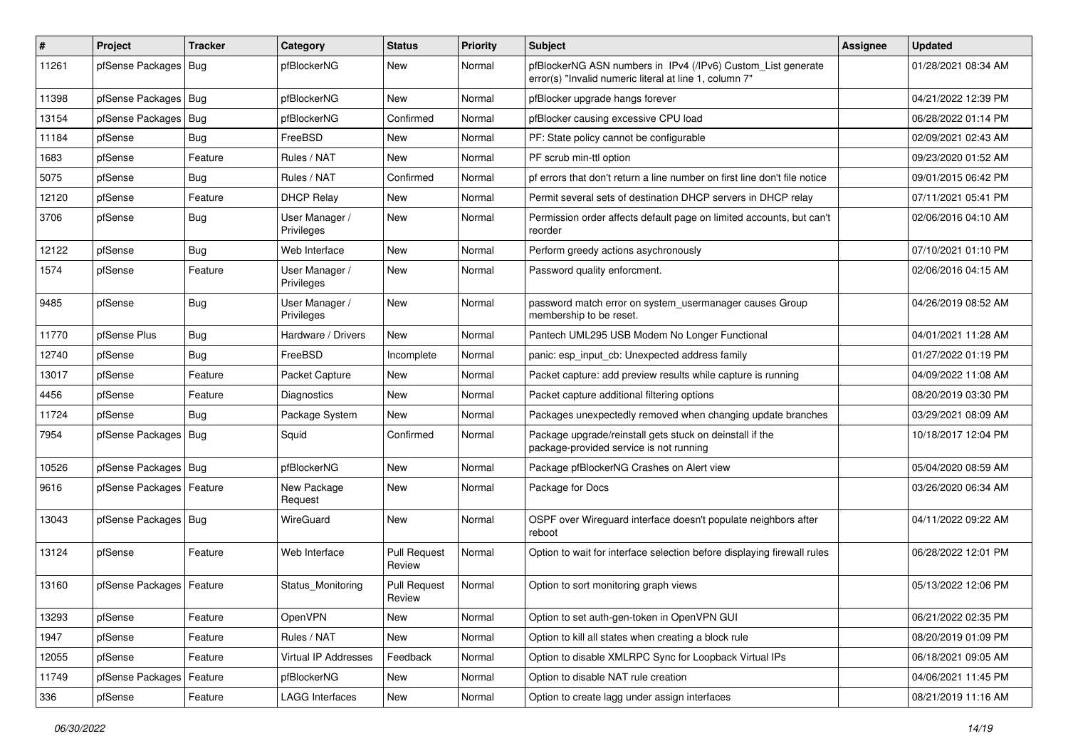| # | Project | Tracker | Category | Status | Priority | Subject | Assignee | Updated |
|---|---|---|---|---|---|---|---|---|
| 11261 | pfSense Packages | Bug | pfBlockerNG | New | Normal | pfBlockerNG ASN numbers in IPv4 (/IPv6) Custom_List generate error(s) "Invalid numeric literal at line 1, column 7" | | 01/28/2021 08:34 AM |
| 11398 | pfSense Packages | Bug | pfBlockerNG | New | Normal | pfBlocker upgrade hangs forever | | 04/21/2022 12:39 PM |
| 13154 | pfSense Packages | Bug | pfBlockerNG | Confirmed | Normal | pfBlocker causing excessive CPU load | | 06/28/2022 01:14 PM |
| 11184 | pfSense | Bug | FreeBSD | New | Normal | PF: State policy cannot be configurable | | 02/09/2021 02:43 AM |
| 1683 | pfSense | Feature | Rules / NAT | New | Normal | PF scrub min-ttl option | | 09/23/2020 01:52 AM |
| 5075 | pfSense | Bug | Rules / NAT | Confirmed | Normal | pf errors that don't return a line number on first line don't file notice | | 09/01/2015 06:42 PM |
| 12120 | pfSense | Feature | DHCP Relay | New | Normal | Permit several sets of destination DHCP servers in DHCP relay | | 07/11/2021 05:41 PM |
| 3706 | pfSense | Bug | User Manager / Privileges | New | Normal | Permission order affects default page on limited accounts, but can't reorder | | 02/06/2016 04:10 AM |
| 12122 | pfSense | Bug | Web Interface | New | Normal | Perform greedy actions asychronously | | 07/10/2021 01:10 PM |
| 1574 | pfSense | Feature | User Manager / Privileges | New | Normal | Password quality enforcment. | | 02/06/2016 04:15 AM |
| 9485 | pfSense | Bug | User Manager / Privileges | New | Normal | password match error on system_usermanager causes Group membership to be reset. | | 04/26/2019 08:52 AM |
| 11770 | pfSense Plus | Bug | Hardware / Drivers | New | Normal | Pantech UML295 USB Modem No Longer Functional | | 04/01/2021 11:28 AM |
| 12740 | pfSense | Bug | FreeBSD | Incomplete | Normal | panic: esp_input_cb: Unexpected address family | | 01/27/2022 01:19 PM |
| 13017 | pfSense | Feature | Packet Capture | New | Normal | Packet capture: add preview results while capture is running | | 04/09/2022 11:08 AM |
| 4456 | pfSense | Feature | Diagnostics | New | Normal | Packet capture additional filtering options | | 08/20/2019 03:30 PM |
| 11724 | pfSense | Bug | Package System | New | Normal | Packages unexpectedly removed when changing update branches | | 03/29/2021 08:09 AM |
| 7954 | pfSense Packages | Bug | Squid | Confirmed | Normal | Package upgrade/reinstall gets stuck on deinstall if the package-provided service is not running | | 10/18/2017 12:04 PM |
| 10526 | pfSense Packages | Bug | pfBlockerNG | New | Normal | Package pfBlockerNG Crashes on Alert view | | 05/04/2020 08:59 AM |
| 9616 | pfSense Packages | Feature | New Package Request | New | Normal | Package for Docs | | 03/26/2020 06:34 AM |
| 13043 | pfSense Packages | Bug | WireGuard | New | Normal | OSPF over Wireguard interface doesn't populate neighbors after reboot | | 04/11/2022 09:22 AM |
| 13124 | pfSense | Feature | Web Interface | Pull Request Review | Normal | Option to wait for interface selection before displaying firewall rules | | 06/28/2022 12:01 PM |
| 13160 | pfSense Packages | Feature | Status_Monitoring | Pull Request Review | Normal | Option to sort monitoring graph views | | 05/13/2022 12:06 PM |
| 13293 | pfSense | Feature | OpenVPN | New | Normal | Option to set auth-gen-token in OpenVPN GUI | | 06/21/2022 02:35 PM |
| 1947 | pfSense | Feature | Rules / NAT | New | Normal | Option to kill all states when creating a block rule | | 08/20/2019 01:09 PM |
| 12055 | pfSense | Feature | Virtual IP Addresses | Feedback | Normal | Option to disable XMLRPC Sync for Loopback Virtual IPs | | 06/18/2021 09:05 AM |
| 11749 | pfSense Packages | Feature | pfBlockerNG | New | Normal | Option to disable NAT rule creation | | 04/06/2021 11:45 PM |
| 336 | pfSense | Feature | LAGG Interfaces | New | Normal | Option to create lagg under assign interfaces | | 08/21/2019 11:16 AM |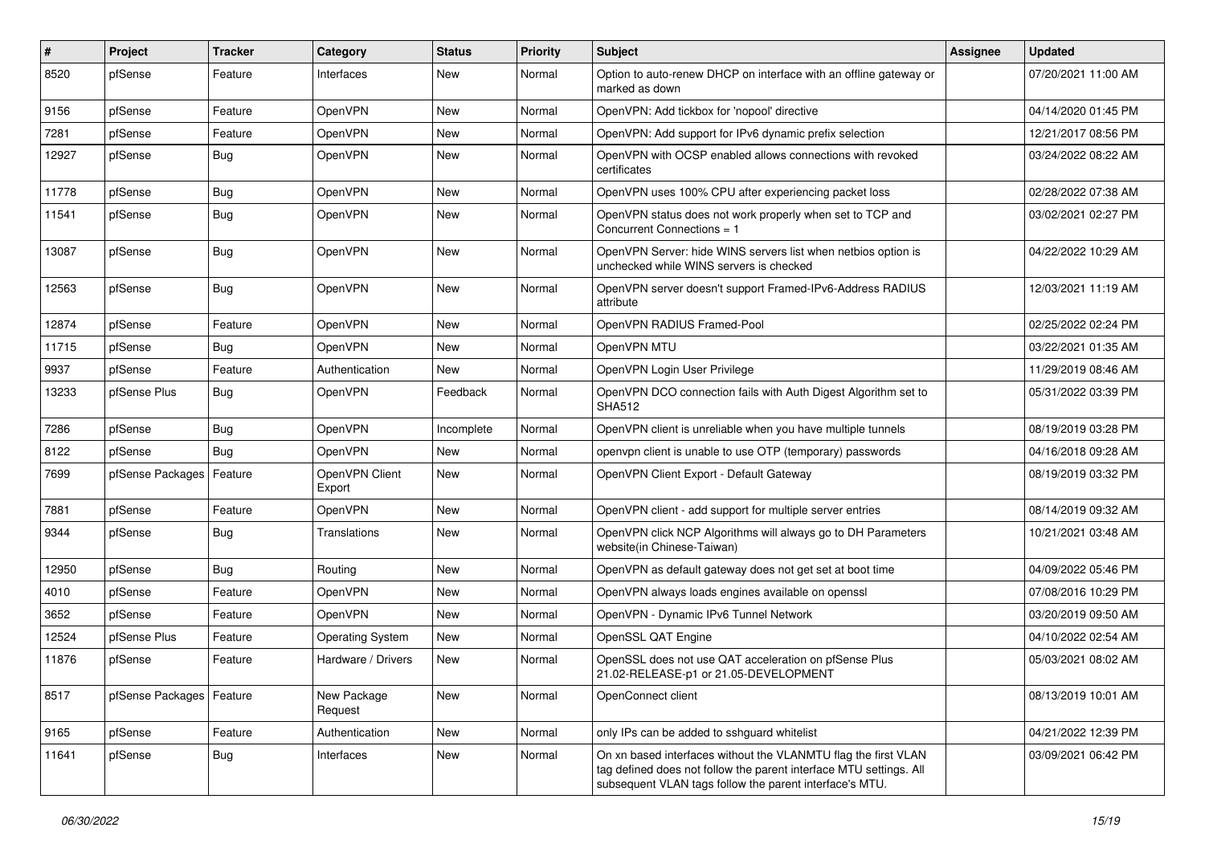| # | Project | Tracker | Category | Status | Priority | Subject | Assignee | Updated |
|---|---|---|---|---|---|---|---|---|
| 8520 | pfSense | Feature | Interfaces | New | Normal | Option to auto-renew DHCP on interface with an offline gateway or marked as down | | 07/20/2021 11:00 AM |
| 9156 | pfSense | Feature | OpenVPN | New | Normal | OpenVPN: Add tickbox for 'nopool' directive | | 04/14/2020 01:45 PM |
| 7281 | pfSense | Feature | OpenVPN | New | Normal | OpenVPN: Add support for IPv6 dynamic prefix selection | | 12/21/2017 08:56 PM |
| 12927 | pfSense | Bug | OpenVPN | New | Normal | OpenVPN with OCSP enabled allows connections with revoked certificates | | 03/24/2022 08:22 AM |
| 11778 | pfSense | Bug | OpenVPN | New | Normal | OpenVPN uses 100% CPU after experiencing packet loss | | 02/28/2022 07:38 AM |
| 11541 | pfSense | Bug | OpenVPN | New | Normal | OpenVPN status does not work properly when set to TCP and Concurrent Connections = 1 | | 03/02/2021 02:27 PM |
| 13087 | pfSense | Bug | OpenVPN | New | Normal | OpenVPN Server: hide WINS servers list when netbios option is unchecked while WINS servers is checked | | 04/22/2022 10:29 AM |
| 12563 | pfSense | Bug | OpenVPN | New | Normal | OpenVPN server doesn't support Framed-IPv6-Address RADIUS attribute | | 12/03/2021 11:19 AM |
| 12874 | pfSense | Feature | OpenVPN | New | Normal | OpenVPN RADIUS Framed-Pool | | 02/25/2022 02:24 PM |
| 11715 | pfSense | Bug | OpenVPN | New | Normal | OpenVPN MTU | | 03/22/2021 01:35 AM |
| 9937 | pfSense | Feature | Authentication | New | Normal | OpenVPN Login User Privilege | | 11/29/2019 08:46 AM |
| 13233 | pfSense Plus | Bug | OpenVPN | Feedback | Normal | OpenVPN DCO connection fails with Auth Digest Algorithm set to SHA512 | | 05/31/2022 03:39 PM |
| 7286 | pfSense | Bug | OpenVPN | Incomplete | Normal | OpenVPN client is unreliable when you have multiple tunnels | | 08/19/2019 03:28 PM |
| 8122 | pfSense | Bug | OpenVPN | New | Normal | openvpn client is unable to use OTP (temporary) passwords | | 04/16/2018 09:28 AM |
| 7699 | pfSense Packages | Feature | OpenVPN Client Export | New | Normal | OpenVPN Client Export - Default Gateway | | 08/19/2019 03:32 PM |
| 7881 | pfSense | Feature | OpenVPN | New | Normal | OpenVPN client - add support for multiple server entries | | 08/14/2019 09:32 AM |
| 9344 | pfSense | Bug | Translations | New | Normal | OpenVPN click NCP Algorithms will always go to DH Parameters website(in Chinese-Taiwan) | | 10/21/2021 03:48 AM |
| 12950 | pfSense | Bug | Routing | New | Normal | OpenVPN as default gateway does not get set at boot time | | 04/09/2022 05:46 PM |
| 4010 | pfSense | Feature | OpenVPN | New | Normal | OpenVPN always loads engines available on openssl | | 07/08/2016 10:29 PM |
| 3652 | pfSense | Feature | OpenVPN | New | Normal | OpenVPN - Dynamic IPv6 Tunnel Network | | 03/20/2019 09:50 AM |
| 12524 | pfSense Plus | Feature | Operating System | New | Normal | OpenSSL QAT Engine | | 04/10/2022 02:54 AM |
| 11876 | pfSense | Feature | Hardware / Drivers | New | Normal | OpenSSL does not use QAT acceleration on pfSense Plus 21.02-RELEASE-p1 or 21.05-DEVELOPMENT | | 05/03/2021 08:02 AM |
| 8517 | pfSense Packages | Feature | New Package Request | New | Normal | OpenConnect client | | 08/13/2019 10:01 AM |
| 9165 | pfSense | Feature | Authentication | New | Normal | only IPs can be added to sshguard whitelist | | 04/21/2022 12:39 PM |
| 11641 | pfSense | Bug | Interfaces | New | Normal | On xn based interfaces without the VLANMTU flag the first VLAN tag defined does not follow the parent interface MTU settings. All subsequent VLAN tags follow the parent interface's MTU. | | 03/09/2021 06:42 PM |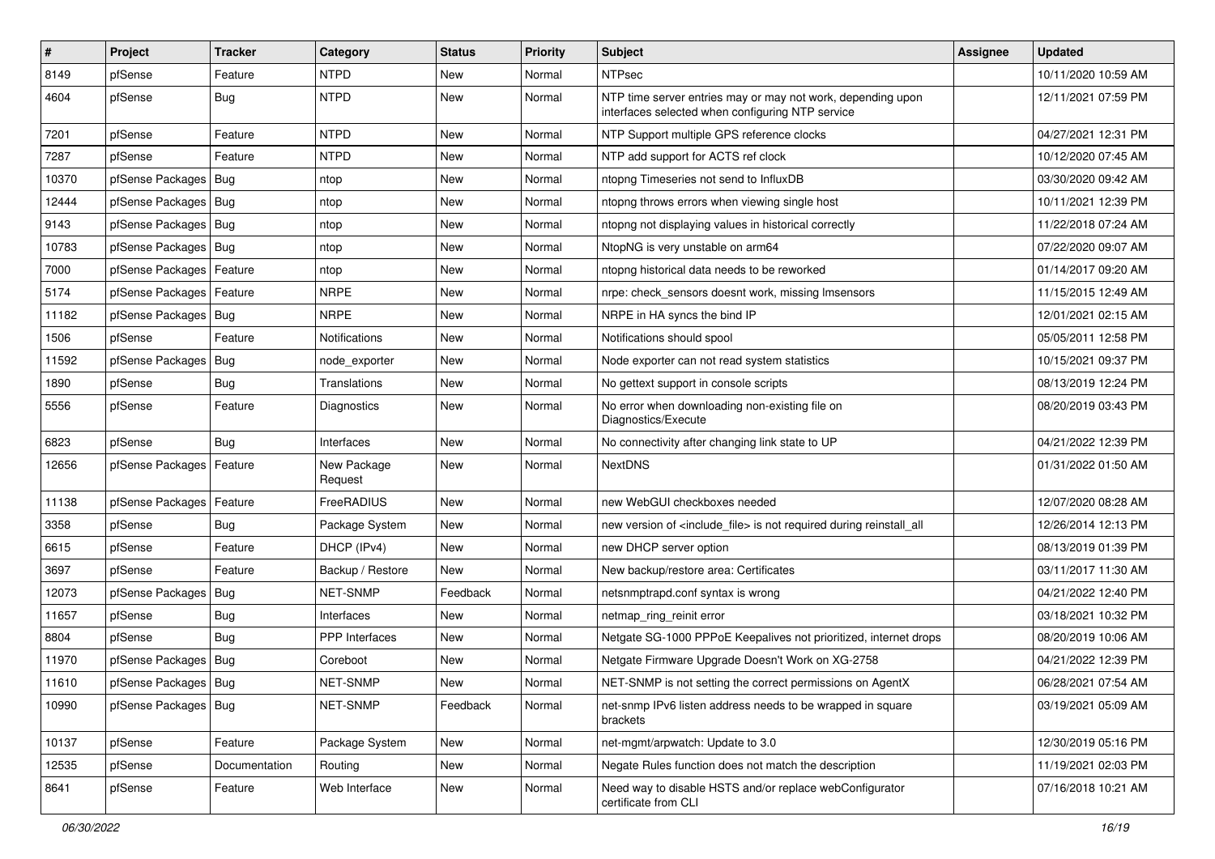| # | Project | Tracker | Category | Status | Priority | Subject | Assignee | Updated |
|---|---|---|---|---|---|---|---|---|
| 8149 | pfSense | Feature | NTPD | New | Normal | NTPsec | | 10/11/2020 10:59 AM |
| 4604 | pfSense | Bug | NTPD | New | Normal | NTP time server entries may or may not work, depending upon interfaces selected when configuring NTP service | | 12/11/2021 07:59 PM |
| 7201 | pfSense | Feature | NTPD | New | Normal | NTP Support multiple GPS reference clocks | | 04/27/2021 12:31 PM |
| 7287 | pfSense | Feature | NTPD | New | Normal | NTP add support for ACTS ref clock | | 10/12/2020 07:45 AM |
| 10370 | pfSense Packages | Bug | ntop | New | Normal | ntopng Timeseries not send to InfluxDB | | 03/30/2020 09:42 AM |
| 12444 | pfSense Packages | Bug | ntop | New | Normal | ntopng throws errors when viewing single host | | 10/11/2021 12:39 PM |
| 9143 | pfSense Packages | Bug | ntop | New | Normal | ntopng not displaying values in historical correctly | | 11/22/2018 07:24 AM |
| 10783 | pfSense Packages | Bug | ntop | New | Normal | NtopNG is very unstable on arm64 | | 07/22/2020 09:07 AM |
| 7000 | pfSense Packages | Feature | ntop | New | Normal | ntopng historical data needs to be reworked | | 01/14/2017 09:20 AM |
| 5174 | pfSense Packages | Feature | NRPE | New | Normal | nrpe: check_sensors doesnt work, missing lmsensors | | 11/15/2015 12:49 AM |
| 11182 | pfSense Packages | Bug | NRPE | New | Normal | NRPE in HA syncs the bind IP | | 12/01/2021 02:15 AM |
| 1506 | pfSense | Feature | Notifications | New | Normal | Notifications should spool | | 05/05/2011 12:58 PM |
| 11592 | pfSense Packages | Bug | node_exporter | New | Normal | Node exporter can not read system statistics | | 10/15/2021 09:37 PM |
| 1890 | pfSense | Bug | Translations | New | Normal | No gettext support in console scripts | | 08/13/2019 12:24 PM |
| 5556 | pfSense | Feature | Diagnostics | New | Normal | No error when downloading non-existing file on Diagnostics/Execute | | 08/20/2019 03:43 PM |
| 6823 | pfSense | Bug | Interfaces | New | Normal | No connectivity after changing link state to UP | | 04/21/2022 12:39 PM |
| 12656 | pfSense Packages | Feature | New Package Request | New | Normal | NextDNS | | 01/31/2022 01:50 AM |
| 11138 | pfSense Packages | Feature | FreeRADIUS | New | Normal | new WebGUI checkboxes needed | | 12/07/2020 08:28 AM |
| 3358 | pfSense | Bug | Package System | New | Normal | new version of <include_file> is not required during reinstall_all | | 12/26/2014 12:13 PM |
| 6615 | pfSense | Feature | DHCP (IPv4) | New | Normal | new DHCP server option | | 08/13/2019 01:39 PM |
| 3697 | pfSense | Feature | Backup / Restore | New | Normal | New backup/restore area: Certificates | | 03/11/2017 11:30 AM |
| 12073 | pfSense Packages | Bug | NET-SNMP | Feedback | Normal | netsnmptrapd.conf syntax is wrong | | 04/21/2022 12:40 PM |
| 11657 | pfSense | Bug | Interfaces | New | Normal | netmap_ring_reinit error | | 03/18/2021 10:32 PM |
| 8804 | pfSense | Bug | PPP Interfaces | New | Normal | Netgate SG-1000 PPPoE Keepalives not prioritized, internet drops | | 08/20/2019 10:06 AM |
| 11970 | pfSense Packages | Bug | Coreboot | New | Normal | Netgate Firmware Upgrade Doesn't Work on XG-2758 | | 04/21/2022 12:39 PM |
| 11610 | pfSense Packages | Bug | NET-SNMP | New | Normal | NET-SNMP is not setting the correct permissions on AgentX | | 06/28/2021 07:54 AM |
| 10990 | pfSense Packages | Bug | NET-SNMP | Feedback | Normal | net-snmp IPv6 listen address needs to be wrapped in square brackets | | 03/19/2021 05:09 AM |
| 10137 | pfSense | Feature | Package System | New | Normal | net-mgmt/arpwatch: Update to 3.0 | | 12/30/2019 05:16 PM |
| 12535 | pfSense | Documentation | Routing | New | Normal | Negate Rules function does not match the description | | 11/19/2021 02:03 PM |
| 8641 | pfSense | Feature | Web Interface | New | Normal | Need way to disable HSTS and/or replace webConfigurator certificate from CLI | | 07/16/2018 10:21 AM |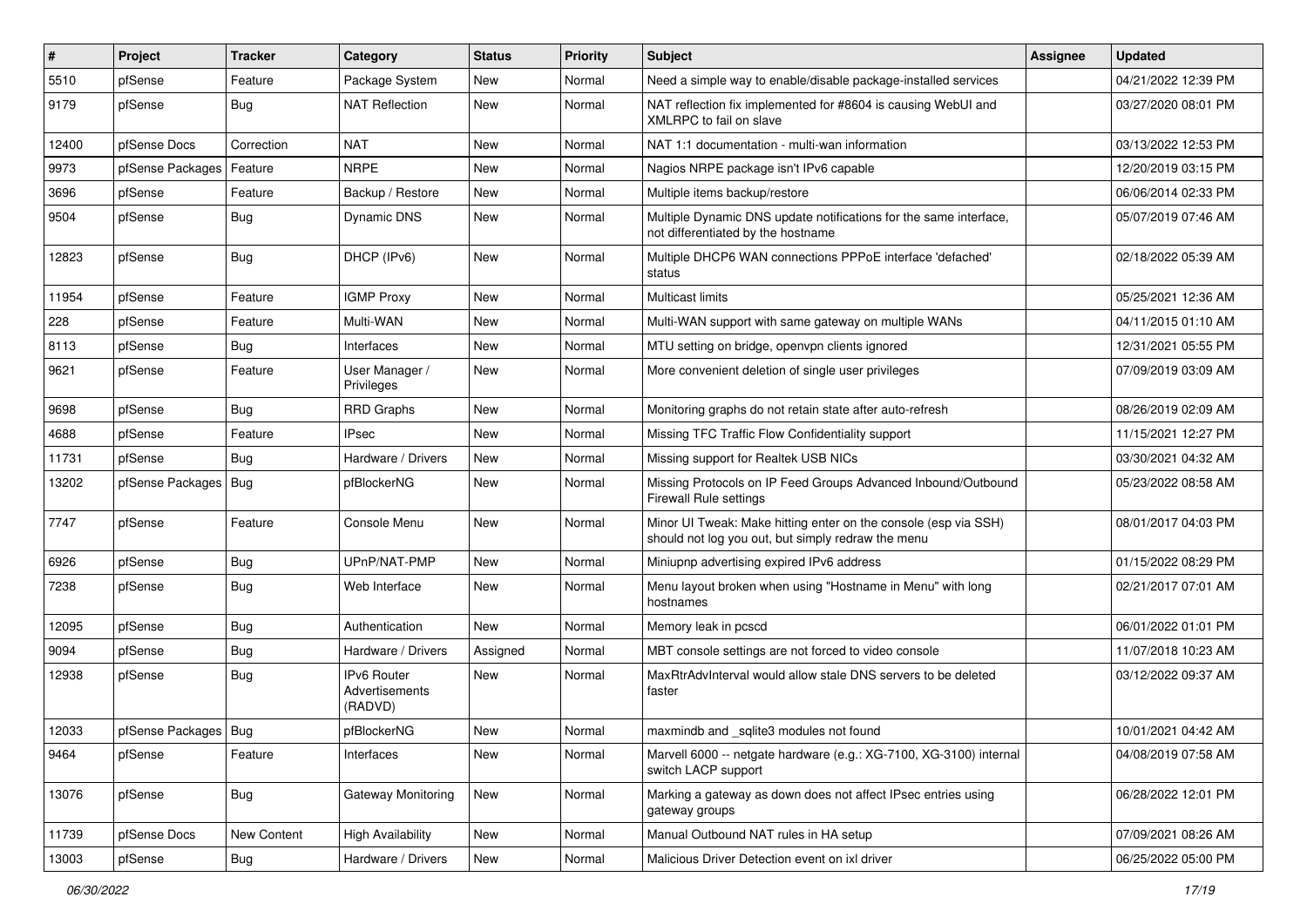| # | Project | Tracker | Category | Status | Priority | Subject | Assignee | Updated |
|---|---|---|---|---|---|---|---|---|
| 5510 | pfSense | Feature | Package System | New | Normal | Need a simple way to enable/disable package-installed services | | 04/21/2022 12:39 PM |
| 9179 | pfSense | Bug | NAT Reflection | New | Normal | NAT reflection fix implemented for #8604 is causing WebUI and XMLRPC to fail on slave | | 03/27/2020 08:01 PM |
| 12400 | pfSense Docs | Correction | NAT | New | Normal | NAT 1:1 documentation - multi-wan information | | 03/13/2022 12:53 PM |
| 9973 | pfSense Packages | Feature | NRPE | New | Normal | Nagios NRPE package isn't IPv6 capable | | 12/20/2019 03:15 PM |
| 3696 | pfSense | Feature | Backup / Restore | New | Normal | Multiple items backup/restore | | 06/06/2014 02:33 PM |
| 9504 | pfSense | Bug | Dynamic DNS | New | Normal | Multiple Dynamic DNS update notifications for the same interface, not differentiated by the hostname | | 05/07/2019 07:46 AM |
| 12823 | pfSense | Bug | DHCP (IPv6) | New | Normal | Multiple DHCP6 WAN connections PPPoE interface 'defached' status | | 02/18/2022 05:39 AM |
| 11954 | pfSense | Feature | IGMP Proxy | New | Normal | Multicast limits | | 05/25/2021 12:36 AM |
| 228 | pfSense | Feature | Multi-WAN | New | Normal | Multi-WAN support with same gateway on multiple WANs | | 04/11/2015 01:10 AM |
| 8113 | pfSense | Bug | Interfaces | New | Normal | MTU setting on bridge, openvpn clients ignored | | 12/31/2021 05:55 PM |
| 9621 | pfSense | Feature | User Manager / Privileges | New | Normal | More convenient deletion of single user privileges | | 07/09/2019 03:09 AM |
| 9698 | pfSense | Bug | RRD Graphs | New | Normal | Monitoring graphs do not retain state after auto-refresh | | 08/26/2019 02:09 AM |
| 4688 | pfSense | Feature | IPsec | New | Normal | Missing TFC Traffic Flow Confidentiality support | | 11/15/2021 12:27 PM |
| 11731 | pfSense | Bug | Hardware / Drivers | New | Normal | Missing support for Realtek USB NICs | | 03/30/2021 04:32 AM |
| 13202 | pfSense Packages | Bug | pfBlockerNG | New | Normal | Missing Protocols on IP Feed Groups Advanced Inbound/Outbound Firewall Rule settings | | 05/23/2022 08:58 AM |
| 7747 | pfSense | Feature | Console Menu | New | Normal | Minor UI Tweak: Make hitting enter on the console (esp via SSH) should not log you out, but simply redraw the menu | | 08/01/2017 04:03 PM |
| 6926 | pfSense | Bug | UPnP/NAT-PMP | New | Normal | Miniupnp advertising expired IPv6 address | | 01/15/2022 08:29 PM |
| 7238 | pfSense | Bug | Web Interface | New | Normal | Menu layout broken when using "Hostname in Menu" with long hostnames | | 02/21/2017 07:01 AM |
| 12095 | pfSense | Bug | Authentication | New | Normal | Memory leak in pcscd | | 06/01/2022 01:01 PM |
| 9094 | pfSense | Bug | Hardware / Drivers | Assigned | Normal | MBT console settings are not forced to video console | | 11/07/2018 10:23 AM |
| 12938 | pfSense | Bug | IPv6 Router Advertisements (RADVD) | New | Normal | MaxRtrAdvInterval would allow stale DNS servers to be deleted faster | | 03/12/2022 09:37 AM |
| 12033 | pfSense Packages | Bug | pfBlockerNG | New | Normal | maxmindb and _sqlite3 modules not found | | 10/01/2021 04:42 AM |
| 9464 | pfSense | Feature | Interfaces | New | Normal | Marvell 6000 -- netgate hardware (e.g.: XG-7100, XG-3100) internal switch LACP support | | 04/08/2019 07:58 AM |
| 13076 | pfSense | Bug | Gateway Monitoring | New | Normal | Marking a gateway as down does not affect IPsec entries using gateway groups | | 06/28/2022 12:01 PM |
| 11739 | pfSense Docs | New Content | High Availability | New | Normal | Manual Outbound NAT rules in HA setup | | 07/09/2021 08:26 AM |
| 13003 | pfSense | Bug | Hardware / Drivers | New | Normal | Malicious Driver Detection event on ixl driver | | 06/25/2022 05:00 PM |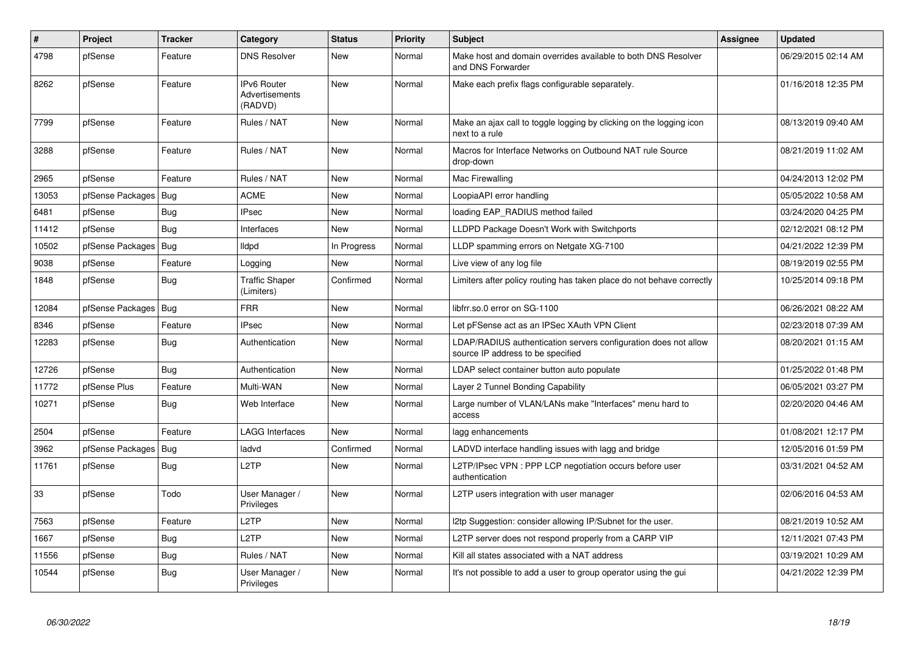| # | Project | Tracker | Category | Status | Priority | Subject | Assignee | Updated |
|---|---|---|---|---|---|---|---|---|
| 4798 | pfSense | Feature | DNS Resolver | New | Normal | Make host and domain overrides available to both DNS Resolver and DNS Forwarder | | 06/29/2015 02:14 AM |
| 8262 | pfSense | Feature | IPv6 Router Advertisements (RADVD) | New | Normal | Make each prefix flags configurable separately. | | 01/16/2018 12:35 PM |
| 7799 | pfSense | Feature | Rules / NAT | New | Normal | Make an ajax call to toggle logging by clicking on the logging icon next to a rule | | 08/13/2019 09:40 AM |
| 3288 | pfSense | Feature | Rules / NAT | New | Normal | Macros for Interface Networks on Outbound NAT rule Source drop-down | | 08/21/2019 11:02 AM |
| 2965 | pfSense | Feature | Rules / NAT | New | Normal | Mac Firewalling | | 04/24/2013 12:02 PM |
| 13053 | pfSense Packages | Bug | ACME | New | Normal | LoopiaAPI error handling | | 05/05/2022 10:58 AM |
| 6481 | pfSense | Bug | IPsec | New | Normal | loading EAP_RADIUS method failed | | 03/24/2020 04:25 PM |
| 11412 | pfSense | Bug | Interfaces | New | Normal | LLDPD Package Doesn't Work with Switchports | | 02/12/2021 08:12 PM |
| 10502 | pfSense Packages | Bug | lldpd | In Progress | Normal | LLDP spamming errors on Netgate XG-7100 | | 04/21/2022 12:39 PM |
| 9038 | pfSense | Feature | Logging | New | Normal | Live view of any log file | | 08/19/2019 02:55 PM |
| 1848 | pfSense | Bug | Traffic Shaper (Limiters) | Confirmed | Normal | Limiters after policy routing has taken place do not behave correctly | | 10/25/2014 09:18 PM |
| 12084 | pfSense Packages | Bug | FRR | New | Normal | libfrr.so.0 error on SG-1100 | | 06/26/2021 08:22 AM |
| 8346 | pfSense | Feature | IPsec | New | Normal | Let pFSense act as an IPSec XAuth VPN Client | | 02/23/2018 07:39 AM |
| 12283 | pfSense | Bug | Authentication | New | Normal | LDAP/RADIUS authentication servers configuration does not allow source IP address to be specified | | 08/20/2021 01:15 AM |
| 12726 | pfSense | Bug | Authentication | New | Normal | LDAP select container button auto populate | | 01/25/2022 01:48 PM |
| 11772 | pfSense Plus | Feature | Multi-WAN | New | Normal | Layer 2 Tunnel Bonding Capability | | 06/05/2021 03:27 PM |
| 10271 | pfSense | Bug | Web Interface | New | Normal | Large number of VLAN/LANs make "Interfaces" menu hard to access | | 02/20/2020 04:46 AM |
| 2504 | pfSense | Feature | LAGG Interfaces | New | Normal | lagg enhancements | | 01/08/2021 12:17 PM |
| 3962 | pfSense Packages | Bug | ladvd | Confirmed | Normal | LADVD interface handling issues with lagg and bridge | | 12/05/2016 01:59 PM |
| 11761 | pfSense | Bug | L2TP | New | Normal | L2TP/IPsec VPN : PPP LCP negotiation occurs before user authentication | | 03/31/2021 04:52 AM |
| 33 | pfSense | Todo | User Manager / Privileges | New | Normal | L2TP users integration with user manager | | 02/06/2016 04:53 AM |
| 7563 | pfSense | Feature | L2TP | New | Normal | l2tp Suggestion: consider allowing IP/Subnet for the user. | | 08/21/2019 10:52 AM |
| 1667 | pfSense | Bug | L2TP | New | Normal | L2TP server does not respond properly from a CARP VIP | | 12/11/2021 07:43 PM |
| 11556 | pfSense | Bug | Rules / NAT | New | Normal | Kill all states associated with a NAT address | | 03/19/2021 10:29 AM |
| 10544 | pfSense | Bug | User Manager / Privileges | New | Normal | It's not possible to add a user to group operator using the gui | | 04/21/2022 12:39 PM |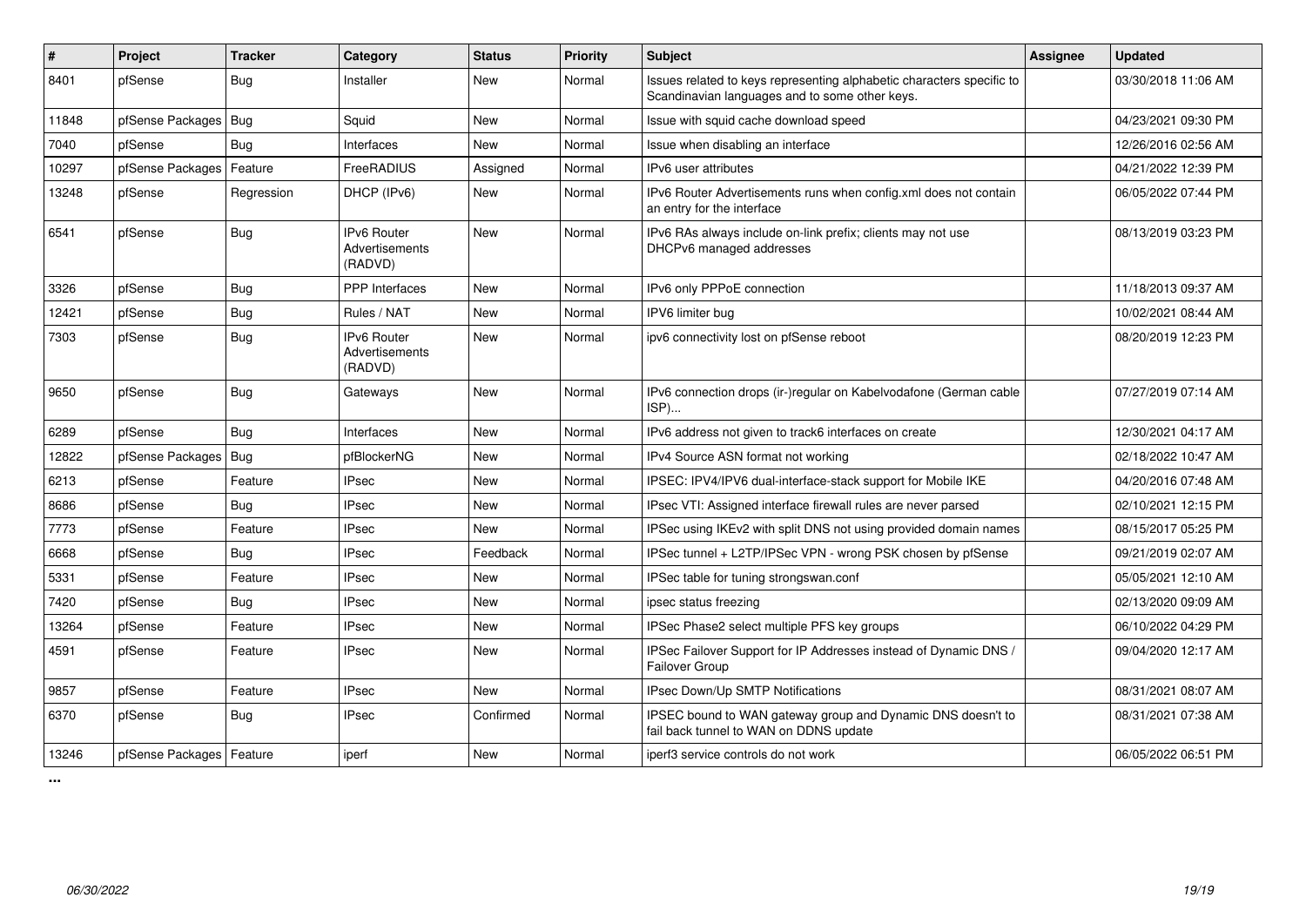| # | Project | Tracker | Category | Status | Priority | Subject | Assignee | Updated |
|---|---|---|---|---|---|---|---|---|
| 8401 | pfSense | Bug | Installer | New | Normal | Issues related to keys representing alphabetic characters specific to Scandinavian languages and to some other keys. | | 03/30/2018 11:06 AM |
| 11848 | pfSense Packages | Bug | Squid | New | Normal | Issue with squid cache download speed | | 04/23/2021 09:30 PM |
| 7040 | pfSense | Bug | Interfaces | New | Normal | Issue when disabling an interface | | 12/26/2016 02:56 AM |
| 10297 | pfSense Packages | Feature | FreeRADIUS | Assigned | Normal | IPv6 user attributes | | 04/21/2022 12:39 PM |
| 13248 | pfSense | Regression | DHCP (IPv6) | New | Normal | IPv6 Router Advertisements runs when config.xml does not contain an entry for the interface | | 06/05/2022 07:44 PM |
| 6541 | pfSense | Bug | IPv6 Router Advertisements (RADVD) | New | Normal | IPv6 RAs always include on-link prefix; clients may not use DHCPv6 managed addresses | | 08/13/2019 03:23 PM |
| 3326 | pfSense | Bug | PPP Interfaces | New | Normal | IPv6 only PPPoE connection | | 11/18/2013 09:37 AM |
| 12421 | pfSense | Bug | Rules / NAT | New | Normal | IPV6 limiter bug | | 10/02/2021 08:44 AM |
| 7303 | pfSense | Bug | IPv6 Router Advertisements (RADVD) | New | Normal | ipv6 connectivity lost on pfSense reboot | | 08/20/2019 12:23 PM |
| 9650 | pfSense | Bug | Gateways | New | Normal | IPv6 connection drops (ir-)regular on Kabelvodafone (German cable ISP)... | | 07/27/2019 07:14 AM |
| 6289 | pfSense | Bug | Interfaces | New | Normal | IPv6 address not given to track6 interfaces on create | | 12/30/2021 04:17 AM |
| 12822 | pfSense Packages | Bug | pfBlockerNG | New | Normal | IPv4 Source ASN format not working | | 02/18/2022 10:47 AM |
| 6213 | pfSense | Feature | IPsec | New | Normal | IPSEC: IPV4/IPV6 dual-interface-stack support for Mobile IKE | | 04/20/2016 07:48 AM |
| 8686 | pfSense | Bug | IPsec | New | Normal | IPsec VTI: Assigned interface firewall rules are never parsed | | 02/10/2021 12:15 PM |
| 7773 | pfSense | Feature | IPsec | New | Normal | IPSec using IKEv2 with split DNS not using provided domain names | | 08/15/2017 05:25 PM |
| 6668 | pfSense | Bug | IPsec | Feedback | Normal | IPSec tunnel + L2TP/IPSec VPN - wrong PSK chosen by pfSense | | 09/21/2019 02:07 AM |
| 5331 | pfSense | Feature | IPsec | New | Normal | IPSec table for tuning strongswan.conf | | 05/05/2021 12:10 AM |
| 7420 | pfSense | Bug | IPsec | New | Normal | ipsec status freezing | | 02/13/2020 09:09 AM |
| 13264 | pfSense | Feature | IPsec | New | Normal | IPSec Phase2 select multiple PFS key groups | | 06/10/2022 04:29 PM |
| 4591 | pfSense | Feature | IPsec | New | Normal | IPSec Failover Support for IP Addresses instead of Dynamic DNS / Failover Group | | 09/04/2020 12:17 AM |
| 9857 | pfSense | Feature | IPsec | New | Normal | IPsec Down/Up SMTP Notifications | | 08/31/2021 08:07 AM |
| 6370 | pfSense | Bug | IPsec | Confirmed | Normal | IPSEC bound to WAN gateway group and Dynamic DNS doesn't to fail back tunnel to WAN on DDNS update | | 08/31/2021 07:38 AM |
| 13246 | pfSense Packages | Feature | iperf | New | Normal | iperf3 service controls do not work | | 06/05/2022 06:51 PM |

...